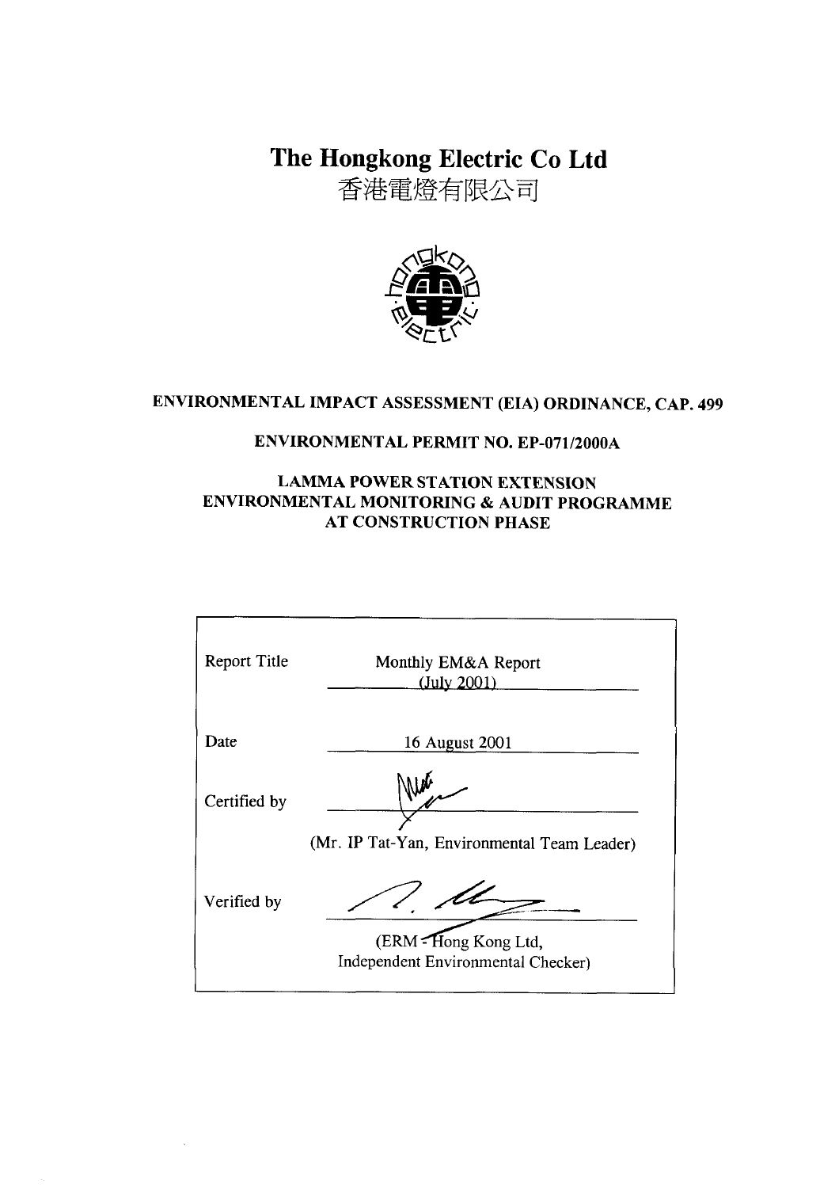# The Hongkong Electric Co Ltd

香港電燈有限公司

### ENVIRONMENTAL IMPACT ASSESSMENT (EIA) ORDINANCE, CAP. 499

### ENVIRONMENTAL PERMIT NO. EP-071/2000A

### LAMMA POWER STATION EXTENSION ENVIRONMENTAL MONITORING & AUDIT PROGRAMME AT CONSTRUCTION PHASE

| | |
|---|---|
| Report Title | Monthly EM&A Report (July 2001) |
| Date | 16 August 2001 |
| Certified by | (Mr. IP Tat-Yan, Environmental Team Leader) |
| Verified by | (ERM - Hong Kong Ltd, Independent Environmental Checker) |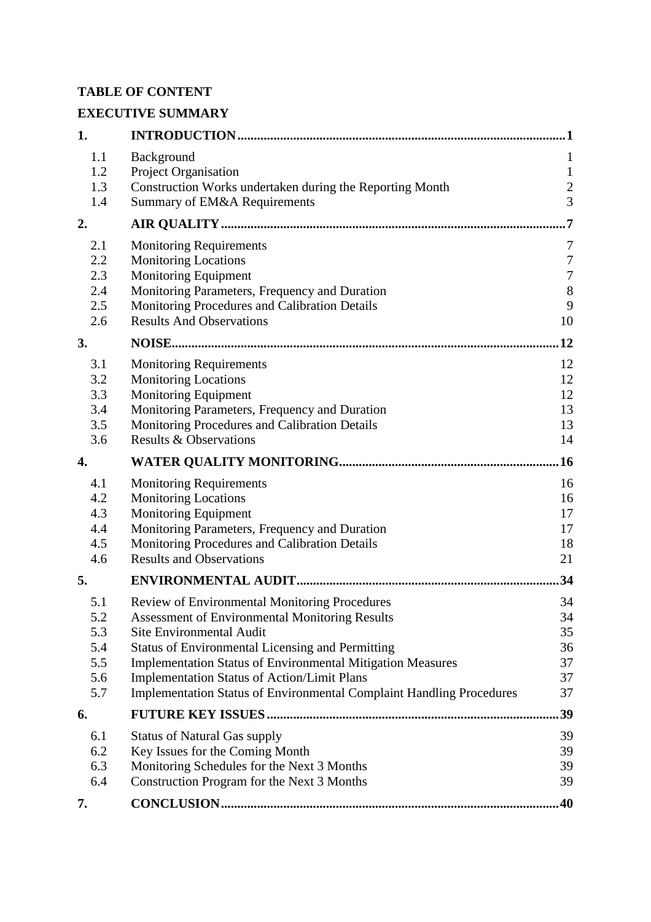**TABLE OF CONTENT**

**EXECUTIVE SUMMARY**

| | | |
|---|---|---|
| **1.** | **INTRODUCTION** | **1** |
| 1.1 | Background | 1 |
| 1.2 | Project Organisation | 1 |
| 1.3 | Construction Works undertaken during the Reporting Month | 2 |
| 1.4 | Summary of EM&A Requirements | 3 |
| **2.** | **AIR QUALITY** | **7** |
| 2.1 | Monitoring Requirements | 7 |
| 2.2 | Monitoring Locations | 7 |
| 2.3 | Monitoring Equipment | 7 |
| 2.4 | Monitoring Parameters, Frequency and Duration | 8 |
| 2.5 | Monitoring Procedures and Calibration Details | 9 |
| 2.6 | Results And Observations | 10 |
| **3.** | **NOISE** | **12** |
| 3.1 | Monitoring Requirements | 12 |
| 3.2 | Monitoring Locations | 12 |
| 3.3 | Monitoring Equipment | 12 |
| 3.4 | Monitoring Parameters, Frequency and Duration | 13 |
| 3.5 | Monitoring Procedures and Calibration Details | 13 |
| 3.6 | Results & Observations | 14 |
| **4.** | **WATER QUALITY MONITORING** | **16** |
| 4.1 | Monitoring Requirements | 16 |
| 4.2 | Monitoring Locations | 16 |
| 4.3 | Monitoring Equipment | 17 |
| 4.4 | Monitoring Parameters, Frequency and Duration | 17 |
| 4.5 | Monitoring Procedures and Calibration Details | 18 |
| 4.6 | Results and Observations | 21 |
| **5.** | **ENVIRONMENTAL AUDIT** | **34** |
| 5.1 | Review of Environmental Monitoring Procedures | 34 |
| 5.2 | Assessment of Environmental Monitoring Results | 34 |
| 5.3 | Site Environmental Audit | 35 |
| 5.4 | Status of Environmental Licensing and Permitting | 36 |
| 5.5 | Implementation Status of Environmental Mitigation Measures | 37 |
| 5.6 | Implementation Status of Action/Limit Plans | 37 |
| 5.7 | Implementation Status of Environmental Complaint Handling Procedures | 37 |
| **6.** | **FUTURE KEY ISSUES** | **39** |
| 6.1 | Status of Natural Gas supply | 39 |
| 6.2 | Key Issues for the Coming Month | 39 |
| 6.3 | Monitoring Schedules for the Next 3 Months | 39 |
| 6.4 | Construction Program for the Next 3 Months | 39 |
| **7.** | **CONCLUSION** | **40** |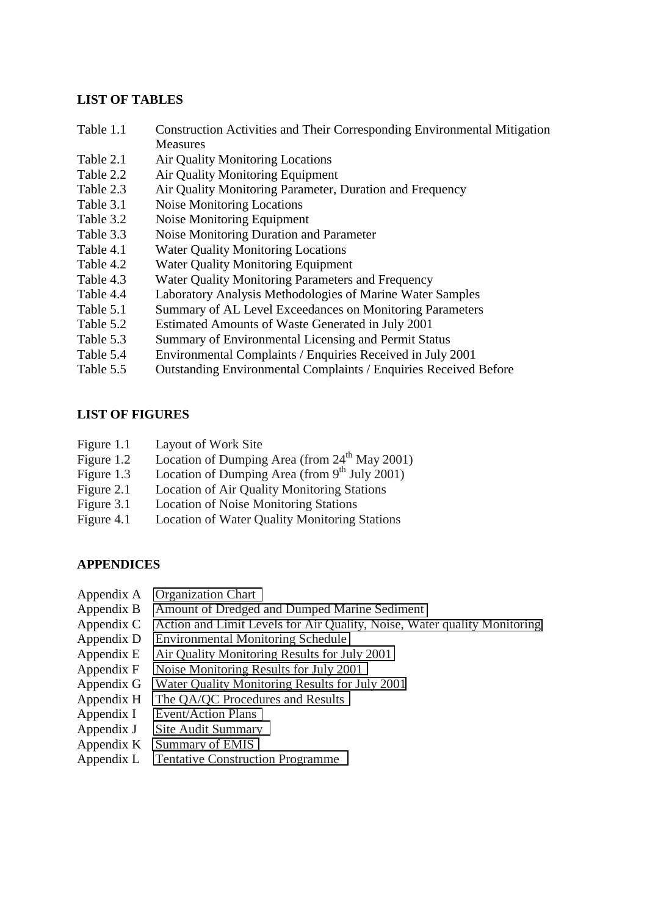**LIST OF TABLES**

| | |
|---|---|
| Table 1.1 | Construction Activities and Their Corresponding Environmental Mitigation Measures |
| Table 2.1 | Air Quality Monitoring Locations |
| Table 2.2 | Air Quality Monitoring Equipment |
| Table 2.3 | Air Quality Monitoring Parameter, Duration and Frequency |
| Table 3.1 | Noise Monitoring Locations |
| Table 3.2 | Noise Monitoring Equipment |
| Table 3.3 | Noise Monitoring Duration and Parameter |
| Table 4.1 | Water Quality Monitoring Locations |
| Table 4.2 | Water Quality Monitoring Equipment |
| Table 4.3 | Water Quality Monitoring Parameters and Frequency |
| Table 4.4 | Laboratory Analysis Methodologies of Marine Water Samples |
| Table 5.1 | Summary of AL Level Exceedances on Monitoring Parameters |
| Table 5.2 | Estimated Amounts of Waste Generated in July 2001 |
| Table 5.3 | Summary of Environmental Licensing and Permit Status |
| Table 5.4 | Environmental Complaints / Enquiries Received in July 2001 |
| Table 5.5 | Outstanding Environmental Complaints / Enquiries Received Before |

**LIST OF FIGURES**

| | |
|---|---|
| Figure 1.1 | Layout of Work Site |
| Figure 1.2 | Location of Dumping Area (from 24th May 2001) |
| Figure 1.3 | Location of Dumping Area (from 9th July 2001) |
| Figure 2.1 | Location of Air Quality Monitoring Stations |
| Figure 3.1 | Location of Noise Monitoring Stations |
| Figure 4.1 | Location of Water Quality Monitoring Stations |

**APPENDICES**

| | |
|---|---|
| Appendix A | Organization Chart |
| Appendix B | Amount of Dredged and Dumped Marine Sediment |
| Appendix C | Action and Limit Levels for Air Quality, Noise, Water quality Monitoring |
| Appendix D | Environmental Monitoring Schedule |
| Appendix E | Air Quality Monitoring Results for July 2001 |
| Appendix F | Noise Monitoring Results for July 2001 |
| Appendix G | Water Quality Monitoring Results for July 2001 |
| Appendix H | The QA/QC Procedures and Results |
| Appendix I | Event/Action Plans |
| Appendix J | Site Audit Summary |
| Appendix K | Summary of EMIS |
| Appendix L | Tentative Construction Programme |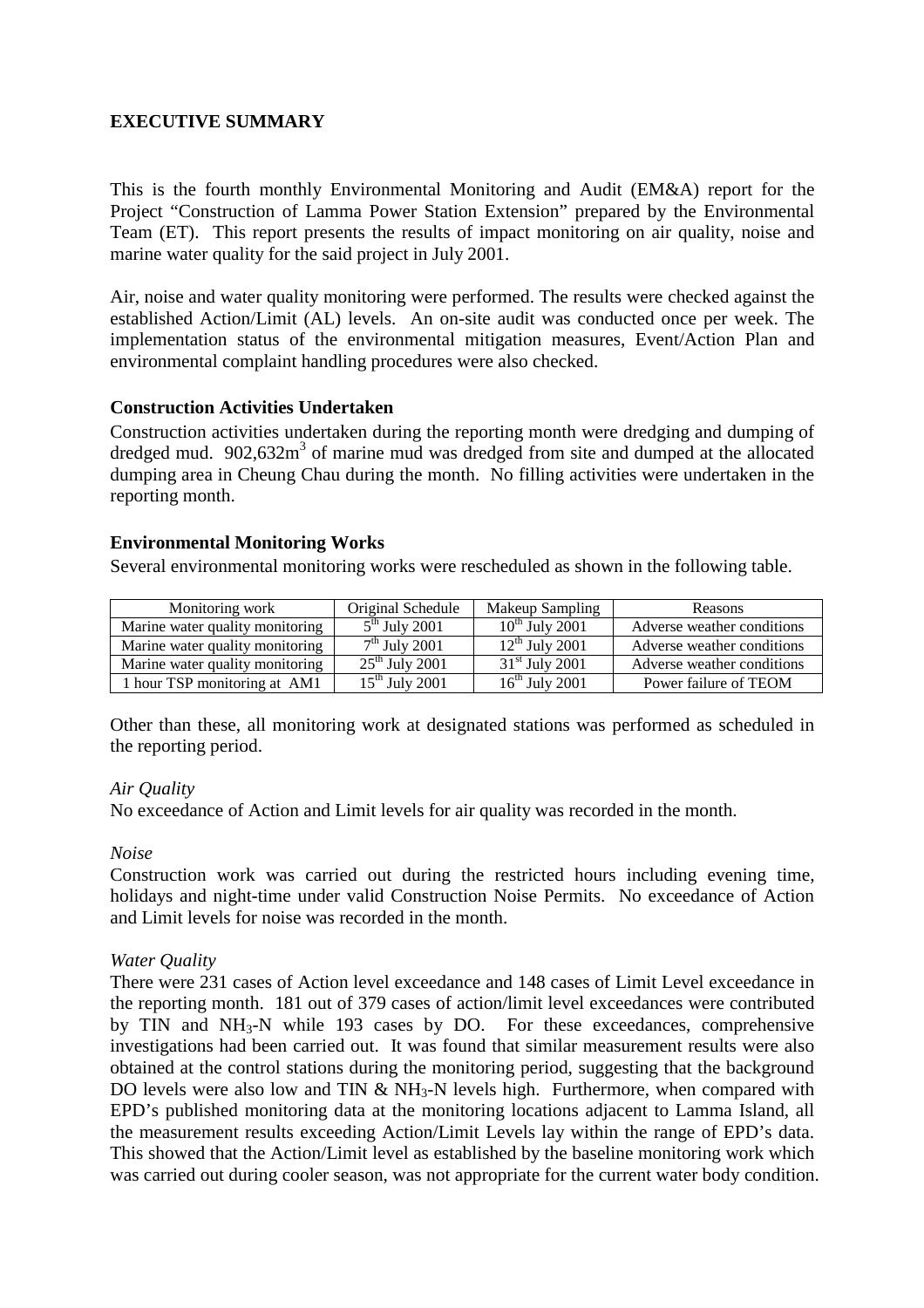## EXECUTIVE SUMMARY

This is the fourth monthly Environmental Monitoring and Audit (EM&A) report for the Project "Construction of Lamma Power Station Extension" prepared by the Environmental Team (ET). This report presents the results of impact monitoring on air quality, noise and marine water quality for the said project in July 2001.

Air, noise and water quality monitoring were performed. The results were checked against the established Action/Limit (AL) levels. An on-site audit was conducted once per week. The implementation status of the environmental mitigation measures, Event/Action Plan and environmental complaint handling procedures were also checked.

### Construction Activities Undertaken

Construction activities undertaken during the reporting month were dredging and dumping of dredged mud. 902,632m$^3$ of marine mud was dredged from site and dumped at the allocated dumping area in Cheung Chau during the month. No filling activities were undertaken in the reporting month.

### Environmental Monitoring Works

Several environmental monitoring works were rescheduled as shown in the following table.

| Monitoring work | Original Schedule | Makeup Sampling | Reasons |
|---|---|---|---|
| Marine water quality monitoring | 5$^{th}$ July 2001 | 10$^{th}$ July 2001 | Adverse weather conditions |
| Marine water quality monitoring | 7$^{th}$ July 2001 | 12$^{th}$ July 2001 | Adverse weather conditions |
| Marine water quality monitoring | 25$^{th}$ July 2001 | 31$^{st}$ July 2001 | Adverse weather conditions |
| 1 hour TSP monitoring at AM1 | 15$^{th}$ July 2001 | 16$^{th}$ July 2001 | Power failure of TEOM |

Other than these, all monitoring work at designated stations was performed as scheduled in the reporting period.

*Air Quality*

No exceedance of Action and Limit levels for air quality was recorded in the month.

*Noise*

Construction work was carried out during the restricted hours including evening time, holidays and night-time under valid Construction Noise Permits. No exceedance of Action and Limit levels for noise was recorded in the month.

*Water Quality*

There were 231 cases of Action level exceedance and 148 cases of Limit Level exceedance in the reporting month. 181 out of 379 cases of action/limit level exceedances were contributed by TIN and $NH_3$-N while 193 cases by DO. For these exceedances, comprehensive investigations had been carried out. It was found that similar measurement results were also obtained at the control stations during the monitoring period, suggesting that the background DO levels were also low and TIN & $NH_3$-N levels high. Furthermore, when compared with EPD's published monitoring data at the monitoring locations adjacent to Lamma Island, all the measurement results exceeding Action/Limit Levels lay within the range of EPD's data. This showed that the Action/Limit level as established by the baseline monitoring work which was carried out during cooler season, was not appropriate for the current water body condition.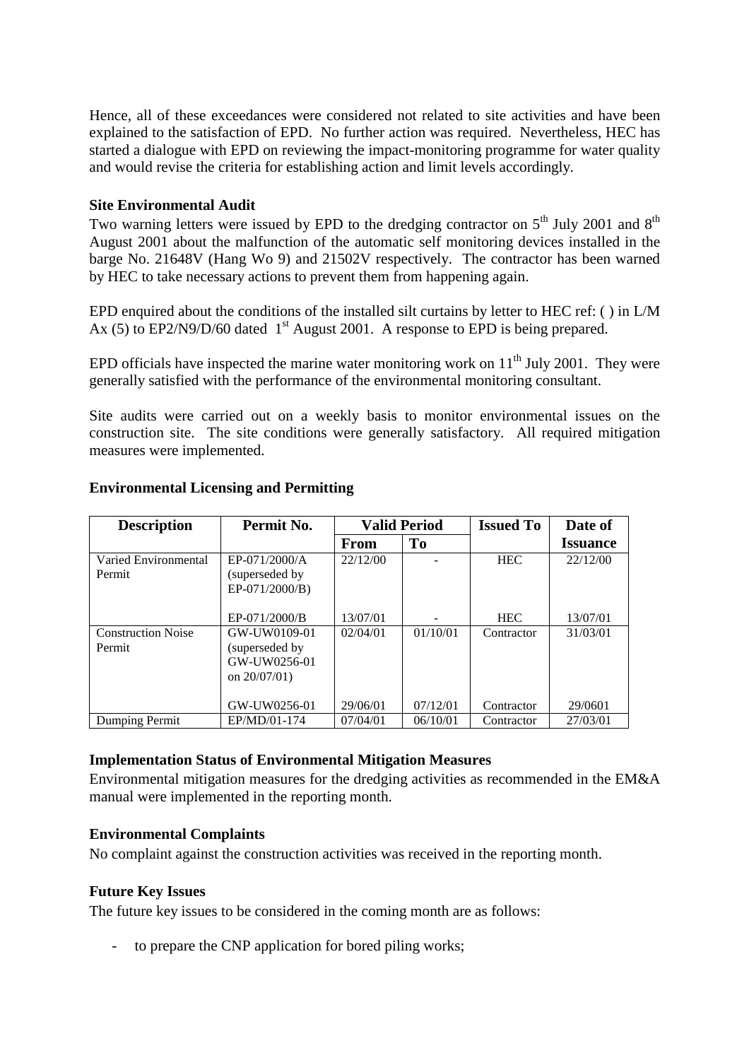Hence, all of these exceedances were considered not related to site activities and have been explained to the satisfaction of EPD. No further action was required. Nevertheless, HEC has started a dialogue with EPD on reviewing the impact-monitoring programme for water quality and would revise the criteria for establishing action and limit levels accordingly.

**Site Environmental Audit**

Two warning letters were issued by EPD to the dredging contractor on 5th July 2001 and 8th August 2001 about the malfunction of the automatic self monitoring devices installed in the barge No. 21648V (Hang Wo 9) and 21502V respectively. The contractor has been warned by HEC to take necessary actions to prevent them from happening again.

EPD enquired about the conditions of the installed silt curtains by letter to HEC ref: ( ) in L/M Ax (5) to EP2/N9/D/60 dated 1st August 2001. A response to EPD is being prepared.

EPD officials have inspected the marine water monitoring work on 11th July 2001. They were generally satisfied with the performance of the environmental monitoring consultant.

Site audits were carried out on a weekly basis to monitor environmental issues on the construction site. The site conditions were generally satisfactory. All required mitigation measures were implemented.

**Environmental Licensing and Permitting**

| Description | Permit No. | Valid Period | | Issued To | Date of |
|---|---|---|---|---|---|
| | | From | To | | Issuance |
| Varied Environmental Permit | EP-071/2000/A (superseded by EP-071/2000/B) | 22/12/00 | - | HEC | 22/12/00 |
| | EP-071/2000/B | 13/07/01 | - | HEC | 13/07/01 |
| Construction Noise Permit | GW-UW0109-01 (superseded by GW-UW0256-01 on 20/07/01) | 02/04/01 | 01/10/01 | Contractor | 31/03/01 |
| | GW-UW0256-01 | 29/06/01 | 07/12/01 | Contractor | 29/0601 |
| Dumping Permit | EP/MD/01-174 | 07/04/01 | 06/10/01 | Contractor | 27/03/01 |

**Implementation Status of Environmental Mitigation Measures**

Environmental mitigation measures for the dredging activities as recommended in the EM&A manual were implemented in the reporting month.

**Environmental Complaints**

No complaint against the construction activities was received in the reporting month.

**Future Key Issues**

The future key issues to be considered in the coming month are as follows:

- to prepare the CNP application for bored piling works;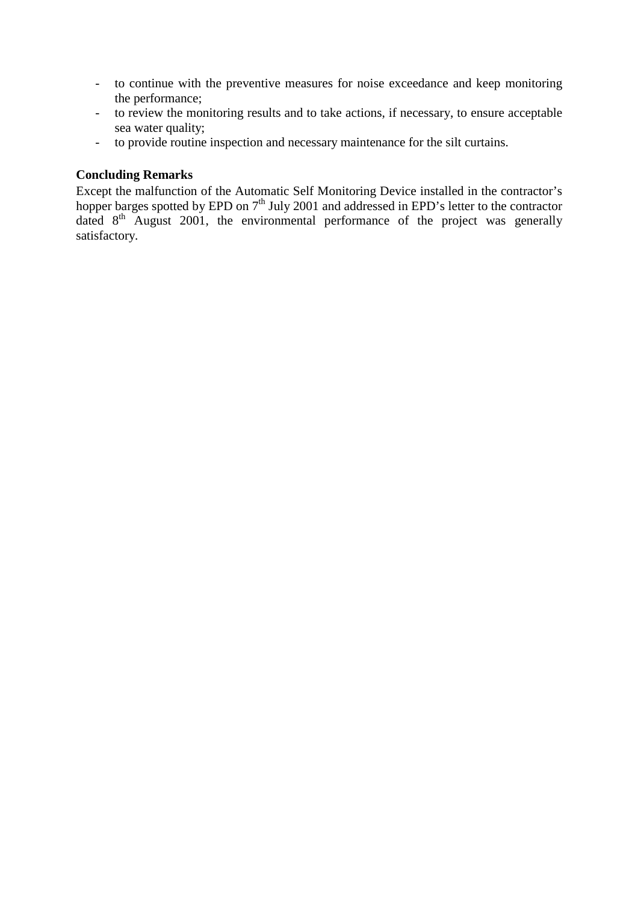- to continue with the preventive measures for noise exceedance and keep monitoring the performance;
- to review the monitoring results and to take actions, if necessary, to ensure acceptable sea water quality;
- to provide routine inspection and necessary maintenance for the silt curtains.

**Concluding Remarks**

Except the malfunction of the Automatic Self Monitoring Device installed in the contractor's hopper barges spotted by EPD on 7th July 2001 and addressed in EPD's letter to the contractor dated 8th August 2001, the environmental performance of the project was generally satisfactory.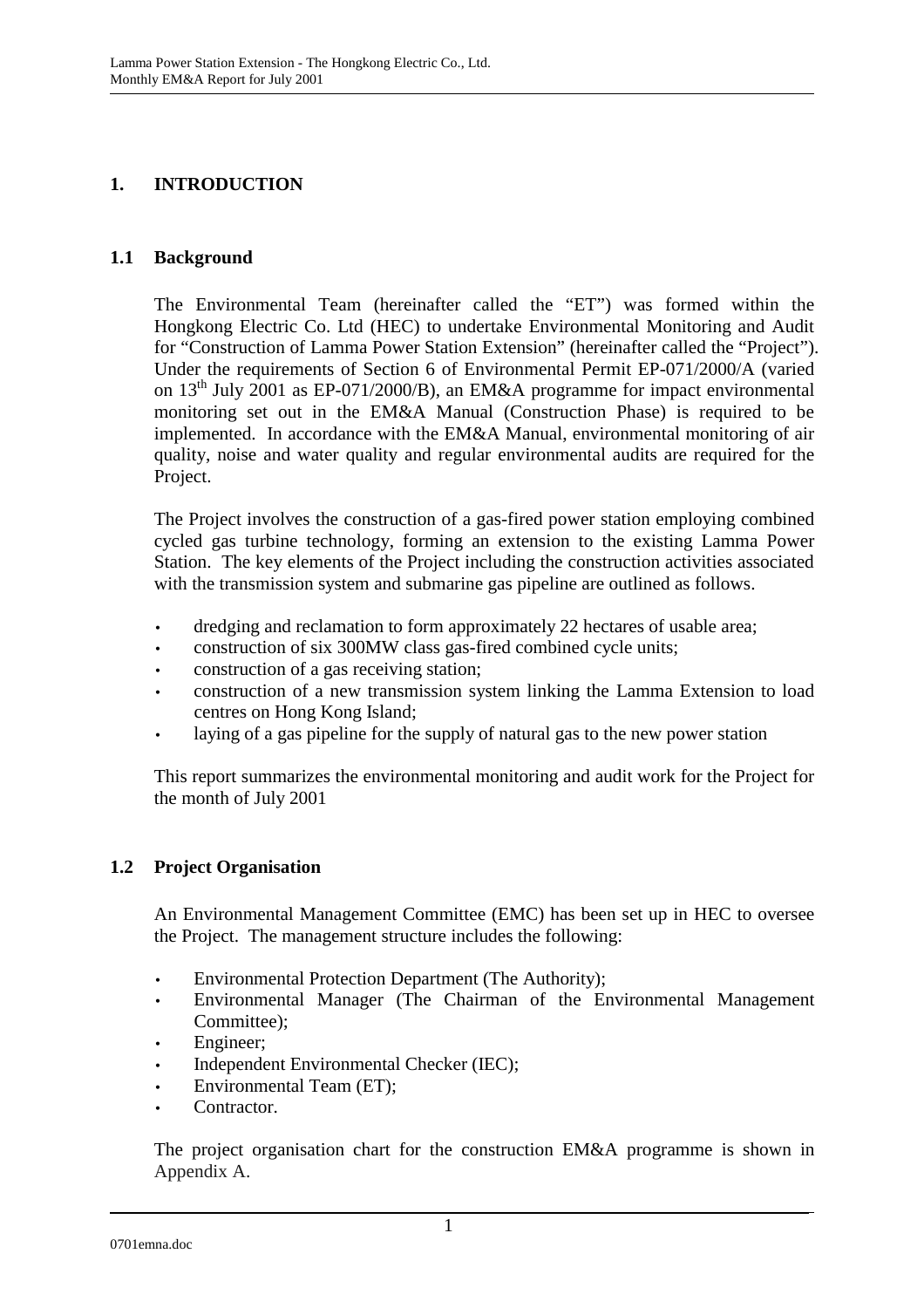# 1. INTRODUCTION

## 1.1 Background

The Environmental Team (hereinafter called the "ET") was formed within the Hongkong Electric Co. Ltd (HEC) to undertake Environmental Monitoring and Audit for "Construction of Lamma Power Station Extension" (hereinafter called the "Project"). Under the requirements of Section 6 of Environmental Permit EP-071/2000/A (varied on 13th July 2001 as EP-071/2000/B), an EM&A programme for impact environmental monitoring set out in the EM&A Manual (Construction Phase) is required to be implemented. In accordance with the EM&A Manual, environmental monitoring of air quality, noise and water quality and regular environmental audits are required for the Project.

The Project involves the construction of a gas-fired power station employing combined cycled gas turbine technology, forming an extension to the existing Lamma Power Station. The key elements of the Project including the construction activities associated with the transmission system and submarine gas pipeline are outlined as follows.

- dredging and reclamation to form approximately 22 hectares of usable area;
- construction of six 300MW class gas-fired combined cycle units;
- construction of a gas receiving station;
- construction of a new transmission system linking the Lamma Extension to load centres on Hong Kong Island;
- laying of a gas pipeline for the supply of natural gas to the new power station

This report summarizes the environmental monitoring and audit work for the Project for the month of July 2001

## 1.2 Project Organisation

An Environmental Management Committee (EMC) has been set up in HEC to oversee the Project. The management structure includes the following:

- Environmental Protection Department (The Authority);
- Environmental Manager (The Chairman of the Environmental Management Committee);
- Engineer;
- Independent Environmental Checker (IEC);
- Environmental Team (ET);
- Contractor.

The project organisation chart for the construction EM&A programme is shown in Appendix A.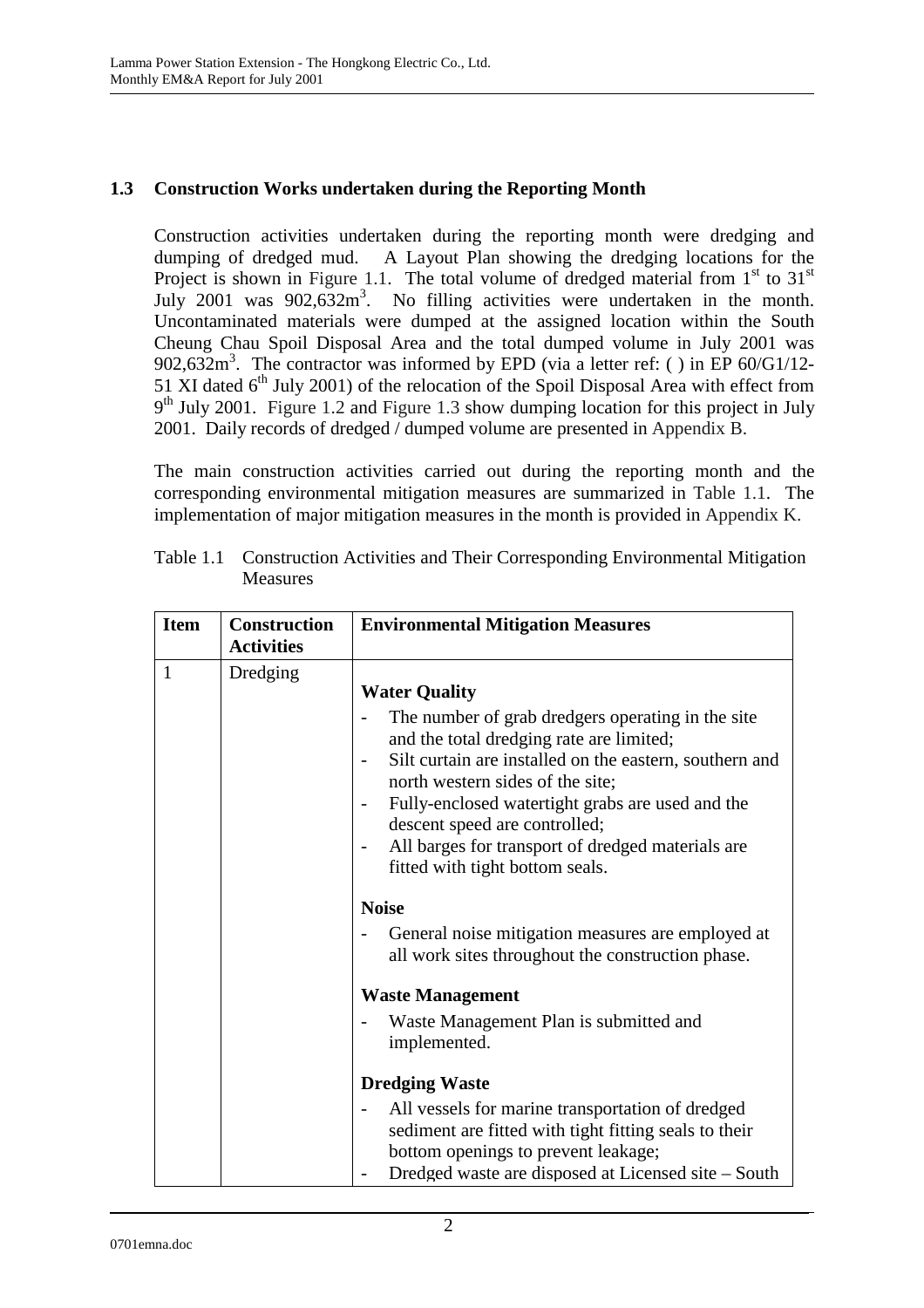## 1.3 Construction Works undertaken during the Reporting Month

Construction activities undertaken during the reporting month were dredging and dumping of dredged mud. A Layout Plan showing the dredging locations for the Project is shown in Figure 1.1. The total volume of dredged material from 1st to 31st July 2001 was 902,632m$^3$. No filling activities were undertaken in the month. Uncontaminated materials were dumped at the assigned location within the South Cheung Chau Spoil Disposal Area and the total dumped volume in July 2001 was 902,632m$^3$. The contractor was informed by EPD (via a letter ref: ( ) in EP 60/G1/12-51 XI dated 6th July 2001) of the relocation of the Spoil Disposal Area with effect from 9th July 2001. Figure 1.2 and Figure 1.3 show dumping location for this project in July 2001. Daily records of dredged / dumped volume are presented in Appendix B.

The main construction activities carried out during the reporting month and the corresponding environmental mitigation measures are summarized in Table 1.1. The implementation of major mitigation measures in the month is provided in Appendix K.

Table 1.1 Construction Activities and Their Corresponding Environmental Mitigation Measures

| Item | Construction Activities | Environmental Mitigation Measures |
|---|---|---|
| 1 | Dredging | **Water Quality**<br>- The number of grab dredgers operating in the site and the total dredging rate are limited;<br>- Silt curtain are installed on the eastern, southern and north western sides of the site;<br>- Fully-enclosed watertight grabs are used and the descent speed are controlled;<br>- All barges for transport of dredged materials are fitted with tight bottom seals.<br><br>**Noise**<br>- General noise mitigation measures are employed at all work sites throughout the construction phase.<br><br>**Waste Management**<br>- Waste Management Plan is submitted and implemented.<br><br>**Dredging Waste**<br>- All vessels for marine transportation of dredged sediment are fitted with tight fitting seals to their bottom openings to prevent leakage;<br>- Dredged waste are disposed at Licensed site – South |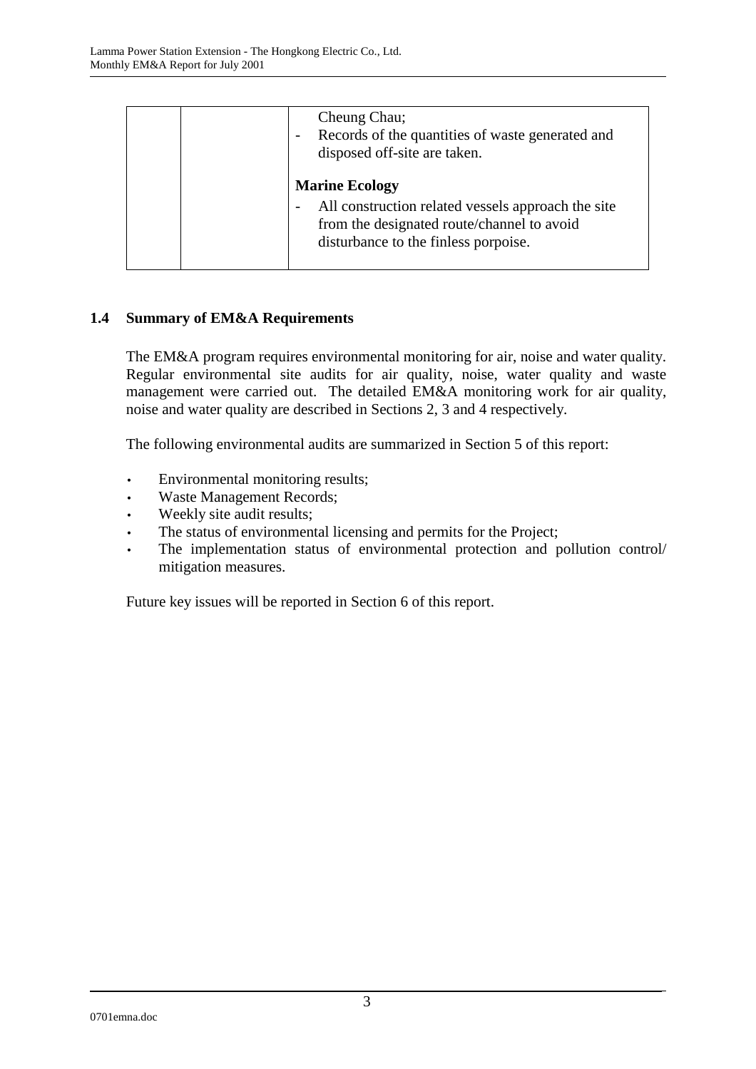|  |  | Cheung Chau;<br>- Records of the quantities of waste generated and disposed off-site are taken.<br><br>**Marine Ecology**<br>- All construction related vessels approach the site from the designated route/channel to avoid disturbance to the finless porpoise. |
| --- | --- | --- |

## 1.4 Summary of EM&A Requirements

The EM&A program requires environmental monitoring for air, noise and water quality. Regular environmental site audits for air quality, noise, water quality and waste management were carried out. The detailed EM&A monitoring work for air quality, noise and water quality are described in Sections 2, 3 and 4 respectively.

The following environmental audits are summarized in Section 5 of this report:

- Environmental monitoring results;
- Waste Management Records;
- Weekly site audit results;
- The status of environmental licensing and permits for the Project;
- The implementation status of environmental protection and pollution control/ mitigation measures.

Future key issues will be reported in Section 6 of this report.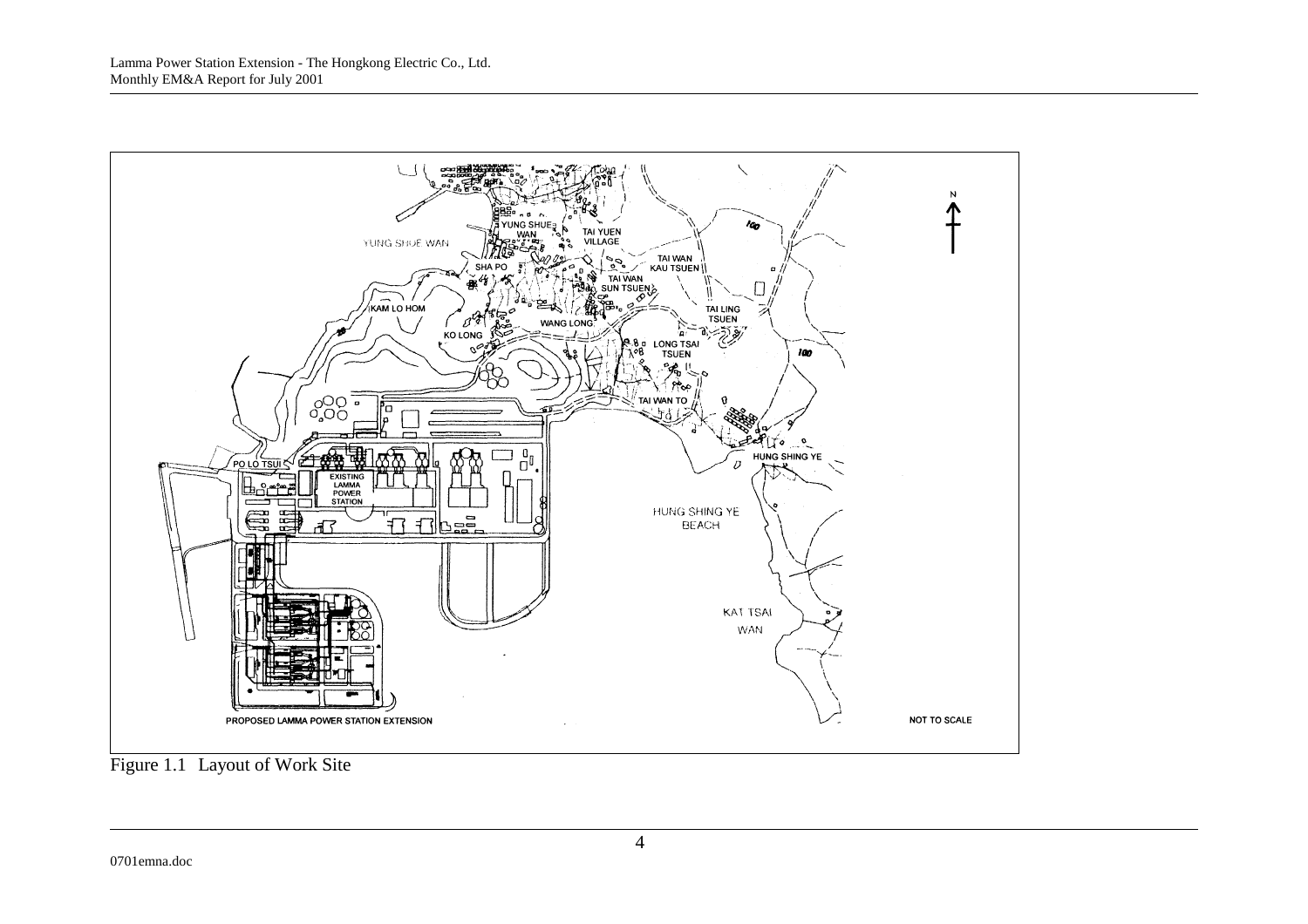Figure 1.1 Layout of Work Site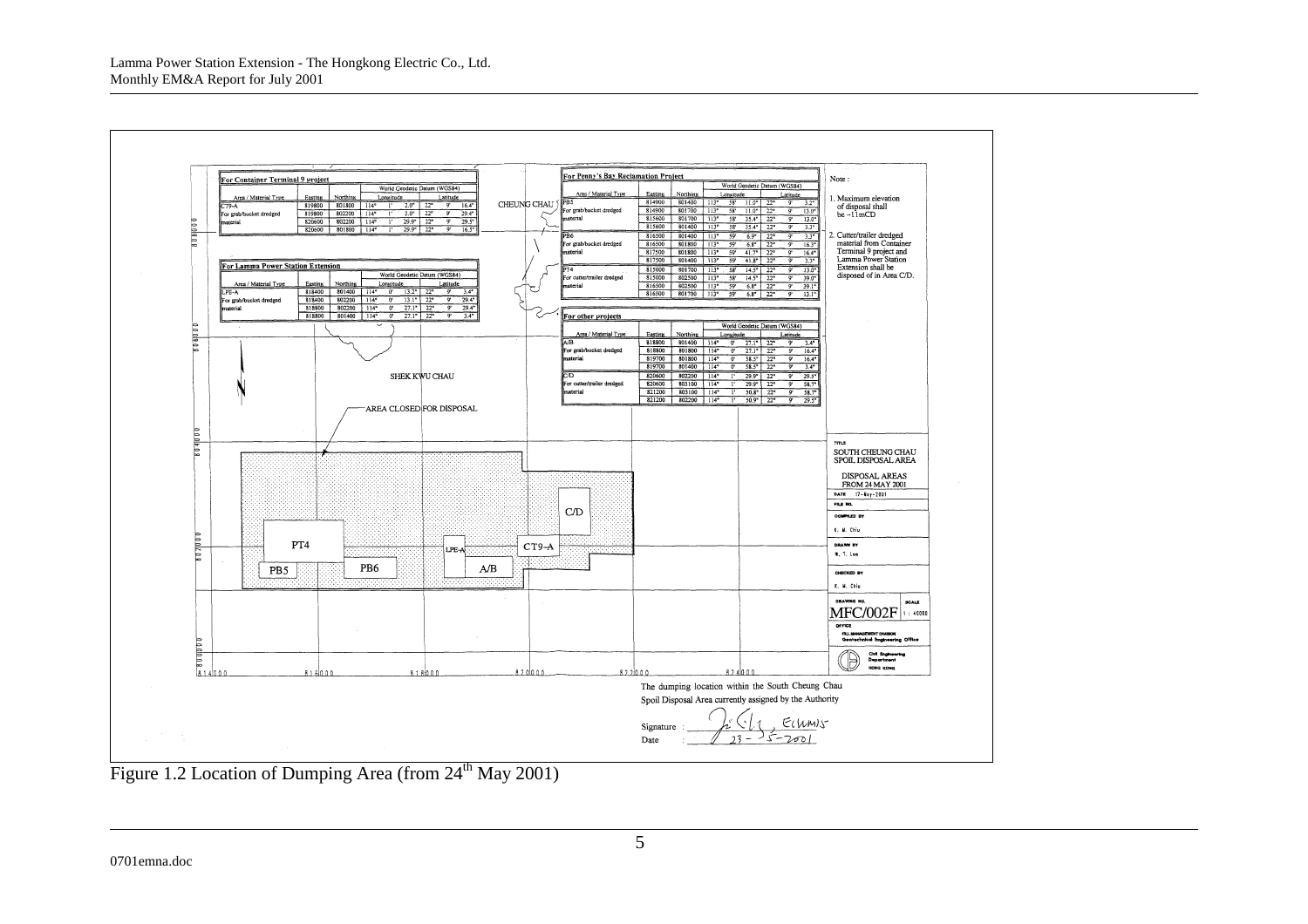## For Container Terminal 9 project

| Area / Material Type | Easting | Northing | Longitude | | | Latitude | | |
|---|---|---|---|---|---|---|---|---|
| | | | World Geodetic Datum (WGS84) | | | | | |
| CT9-A | 819800 | 801800 | 114° | 1' | 2.0" | 22° | 9' | 16.4" |
| For grab/bucket dredged | 819800 | 802200 | 114° | 1' | 2.0" | 22° | 9' | 29.4" |
| material | 820600 | 802200 | 114° | 1' | 29.9" | 22° | 9' | 29.5" |
| | 820600 | 801800 | 114° | 1' | 29.9" | 22° | 9' | 16.5" |

## For Lamma Power Station Extension

| Area / Material Type | Easting | Northing | Longitude | | | Latitude | | |
|---|---|---|---|---|---|---|---|---|
| | | | World Geodetic Datum (WGS84) | | | | | |
| LPE-A | 818400 | 801400 | 114° | 0' | 13.2" | 22° | 9' | 3.4" |
| For grab/bucket dredged | 818400 | 802200 | 114° | 0' | 13.1" | 22° | 9' | 29.4" |
| material | 818800 | 802200 | 114° | 0' | 27.1" | 22° | 9' | 29.4" |
| | 818800 | 801400 | 114° | 0' | 27.1" | 22° | 9' | 3.4" |

## For Penny's Bay Reclamation Project

| Area / Material Type | Easting | Northing | Longitude | | | Latitude | | |
|---|---|---|---|---|---|---|---|---|
| | | | World Geodetic Datum (WGS84) | | | | | |
| PB5 | 814900 | 801400 | 113° | 58' | 11.0" | 22° | 9' | 3.2" |
| For grab/bucket dredged | 814900 | 801700 | 113° | 58' | 11.0" | 22° | 9' | 13.0" |
| material | 815600 | 801700 | 113° | 58' | 35.4" | 22° | 9' | 13.0" |
| | 815600 | 801400 | 113° | 58' | 35.4" | 22° | 9' | 3.3" |
| PB6 | 816500 | 801400 | 113° | 59' | 6.9" | 22° | 9' | 3.3" |
| For grab/bucket dredged | 816500 | 801800 | 113° | 59' | 6.8" | 22° | 9' | 16.3" |
| material | 817500 | 801800 | 113° | 59' | 41.7" | 22° | 9' | 16.4" |
| | 817500 | 801400 | 113° | 59' | 41.8" | 22° | 9' | 3.3" |
| PT4 | 815000 | 801700 | 113° | 58' | 14.5" | 22° | 9' | 13.0" |
| For cutter/trailer dredged | 815000 | 802500 | 113° | 58' | 14.5" | 22° | 9' | 39.0" |
| material | 816500 | 802500 | 113° | 59' | 6.8" | 22° | 9' | 39.1" |
| | 816500 | 801700 | 113° | 59' | 6.8" | 22° | 9' | 13.1" |

## For other projects

| Area / Material Type | Easting | Northing | Longitude | | | Latitude | | |
|---|---|---|---|---|---|---|---|---|
| | | | World Geodetic Datum (WGS84) | | | | | |
| A/B | 818800 | 801400 | 114° | 0' | 27.1" | 22° | 9' | 3.4" |
| For grab/bucket dredged | 818800 | 801800 | 114° | 0' | 27.1" | 22° | 9' | 16.4" |
| material | 819700 | 801800 | 114° | 0' | 58.5" | 22° | 9' | 16.4" |
| | 819700 | 801400 | 114° | 0' | 58.5" | 22° | 9' | 3.4" |
| C/D | 820600 | 802200 | 114° | 1' | 29.9" | 22° | 9' | 29.5" |
| For cutter/trailer dredged | 820600 | 803100 | 114° | 1' | 29.9" | 22° | 9' | 58.7" |
| material | 821200 | 803100 | 114° | 1' | 50.8" | 22° | 9' | 58.7" |
| | 821200 | 802200 | 114° | 1' | 50.9" | 22° | 9' | 29.5" |

Note :

1. Maximum elevation of disposal shall be −11mCD
2. Cutter/trailer dredged material from Container Terminal 9 project and Lamma Power Station Extension shall be disposed of in Area C/D.

CHEUNG CHAU

SHEK KWU CHAU

AREA CLOSED FOR DISPOSAL

C/D, PT4, LPE-A, CT9-A, PB5, PB6, A/B

TITLE: SOUTH CHEUNG CHAU SPOIL DISPOSAL AREA

DISPOSAL AREAS FROM 24 MAY 2001

DATE: 17-May-2001

FILE NO.

COMPILED BY: K. M. Chiu

DRAWN BY: W. T. Lam

CHECKED BY: K. M. Chiu

DRAWING NO. MFC/002F SCALE 1 : 40000

OFFICE: FILL MANAGEMENT DIVISION Geotechnical Engineering Office

Civil Engineering Department HONG KONG

The dumping location within the South Cheung Chau Spoil Disposal Area currently assigned by the Authority

Signature : _______ E(WMS)

Date : 23-5-2001

Figure 1.2 Location of Dumping Area (from 24th May 2001)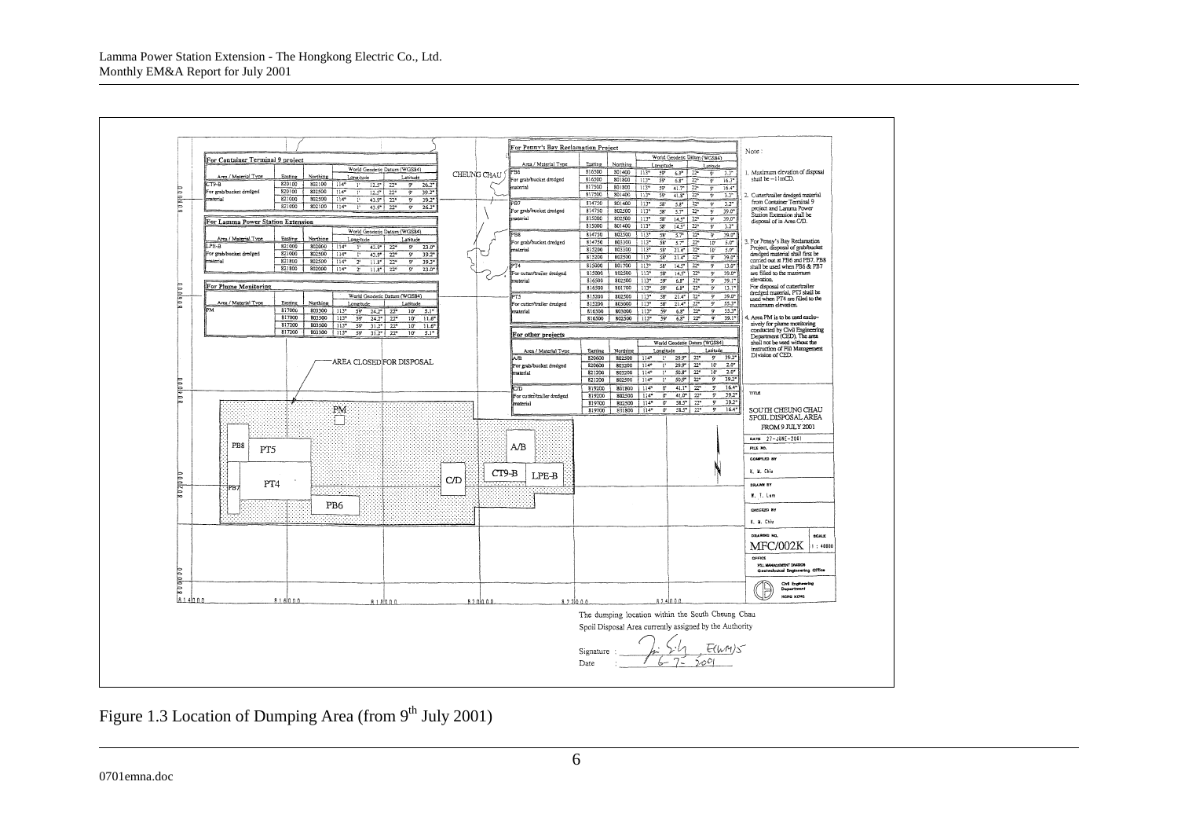## For Container Terminal 9 project

| Area / Material Type | Easting | Northing | World Geodetic Datum (WGS84) Longitude | | | Latitude | | |
|---|---|---|---|---|---|---|---|---|
| CT9-B | 820100 | 802100 | 114° | 1' | 12.5" | 22° | 9' | 26.2" |
| For grab/bucket dredged | 820100 | 802500 | 114° | 1' | 12.5" | 22° | 9' | 39.2" |
| material | 821000 | 802500 | 114° | 1' | 43.9" | 22° | 9' | 39.2" |
| | 821000 | 802100 | 114° | 1' | 43.9" | 22° | 9' | 26.2" |

## For Lamma Power Station Extension

| Area / Material Type | Easting | Northing | World Geodetic Datum (WGS84) Longitude | | | Latitude | | |
|---|---|---|---|---|---|---|---|---|
| LPE-B | 821000 | 802000 | 114° | 1' | 43.9" | 22° | 9' | 23.0" |
| For grab/bucket dredged | 821000 | 802500 | 114° | 1' | 43.9" | 22° | 9' | 39.2" |
| material | 821800 | 802500 | 114° | 2' | 11.8" | 22° | 9' | 39.2" |
| | 821800 | 802000 | 114° | 2' | 11.8" | 22° | 9' | 23.0" |

## For Plume Monitoring

| Area / Material Type | Easting | Northing | World Geodetic Datum (WGS84) Longitude | | | Latitude | | |
|---|---|---|---|---|---|---|---|---|
| PM | 817000 | 803300 | 113° | 59' | 24.2" | 22° | 10' | 5.1" |
| | 817000 | 803500 | 113° | 59' | 24.2" | 22° | 10' | 11.6" |
| | 817200 | 803500 | 113° | 59' | 31.2" | 22° | 10' | 11.6" |
| | 817200 | 803300 | 113° | 59' | 31.2" | 22° | 10' | 5.1" |

## For Penny's Bay Reclamation Project

| Area / Material Type | Easting | Northing | World Geodetic Datum (WGS84) Longitude | | | Latitude | | |
|---|---|---|---|---|---|---|---|---|
| PB6 | 816500 | 801400 | 113° | 59' | 6.9" | 22° | 9' | 3.2" |
| For grab/bucket dredged | 816500 | 801800 | 113° | 59' | 6.8" | 22° | 9' | 16.2" |
| material | 817500 | 801800 | 113° | 59' | 41.7" | 22° | 9' | 16.4" |
| | 817500 | 801400 | 113° | 59' | 41.8" | 22° | 9' | 3.3" |
| PB7 | 814750 | 801400 | 113° | 58' | 5.8" | 22° | 9' | 3.2" |
| For grab/bucket dredged | 814750 | 802500 | 113° | 58' | 5.7" | 22° | 9' | 39.0" |
| material | 815000 | 802500 | 113° | 58' | 14.5" | 22° | 9' | 39.0" |
| | 815000 | 801400 | 113° | 58' | 14.5" | 22° | 9' | 3.2" |
| PB8 | 814750 | 802500 | 113° | 58' | 5.7" | 22° | 9' | 39.0" |
| For grab/bucket dredged | 814750 | 803300 | 113° | 58' | 5.7" | 22° | 10' | 5.0" |
| material | 815200 | 803300 | 113° | 58' | 21.4" | 22° | 10' | 5.0" |
| | 815200 | 802500 | 113° | 58' | 21.4" | 22° | 9' | 39.0" |
| PT4 | 815000 | 801700 | 113° | 58' | 14.5" | 22° | 9' | 13.0" |
| For cutter/trailer dredged | 815000 | 802500 | 113° | 58' | 14.5" | 22° | 9' | 39.0" |
| material | 816500 | 802500 | 113° | 59' | 6.8" | 22° | 9' | 39.1" |
| | 816500 | 801700 | 113° | 59' | 6.8" | 22° | 9' | 13.1" |
| PT5 | 815200 | 802500 | 113° | 58' | 21.4" | 22° | 9' | 39.0" |
| For cutter/trailer dredged | 815200 | 803600 | 113° | 58' | 21.4" | 22° | 9' | 55.3" |
| material | 816500 | 803000 | 113° | 59' | 6.8" | 22° | 9' | 55.3" |
| | 816500 | 802500 | 113° | 59' | 6.8" | 22° | 9' | 39.1" |

## For other projects

| Area / Material Type | Easting | Northing | World Geodetic Datum (WGS84) Longitude | | | Latitude | | |
|---|---|---|---|---|---|---|---|---|
| A/B | 820600 | 802500 | 114° | 1' | 29.9" | 22° | 9' | 39.2" |
| For grab/bucket dredged | 820600 | 803200 | 114° | 1' | 29.9" | 22° | 10' | 2.0" |
| material | 821200 | 803200 | 114° | 1' | 50.8" | 22° | 10' | 2.0" |
| | 821200 | 802500 | 114° | 1' | 50.9" | 22° | 9' | 39.2" |
| C/D | 819200 | 801800 | 114° | 0' | 41.1" | 22° | 9' | 16.4" |
| For cutter/trailer dredged | 819200 | 802500 | 114° | 0' | 41.0" | 22° | 9' | 39.2" |
| material | 819700 | 802500 | 114° | 0' | 58.5" | 22° | 9' | 39.2" |
| | 819700 | 801800 | 114° | 0' | 58.5" | 22° | 9' | 16.4" |

Note:

1. Maximum elevation of disposal shall be −11mCD.
2. Cutter/trailer dredged material from Container Terminal 9 project and Lamma Power Station Extension shall be disposal of in Area C/D.
3. For Penny's Bay Reclamation Project, disposal of grab/bucket dredged material shall first be carried out at PB6 and PB7. PB8 shall be used when PB6 & PB7 are filled to the maximum elevation. For disposal of cutter/trailer dredged material, PT5 shall be used when PT4 are filled to the maximum elevation.
4. Area PM is to be used exclusively for plume monitoring conducted by Civil Engineering Department (CED). The area shall not be used without the instruction of Fill Management Division of CED.

CHEUNG CHAU

AREA CLOSED FOR DISPOSAL

PM, PB8, PT5, PB7, PT4, PB6, A/B, C/D, CT9-B, LPE-B

814000 816000 818000 820000 822000 824000

TITLE: SOUTH CHEUNG CHAU SPOIL DISPOSAL AREA FROM 9 JULY 2001

DATE: 27-JUNE-2001

FILE NO.

COMPILED BY: K. M. Chiu

DRAWN BY: W. T. Lam

CHECKED BY: K. M. Chiu

DRAWING NO.: MFC/002K

SCALE: 1 : 40000

OFFICE: FILL MANAGEMENT DIVISION, Geotechnical Engineering Office, Civil Engineering Department, HONG KONG

The dumping location within the South Cheung Chau Spoil Disposal Area currently assigned by the Authority

Signature : E(WM)5

Date : 6-7-2001

Figure 1.3 Location of Dumping Area (from 9th July 2001)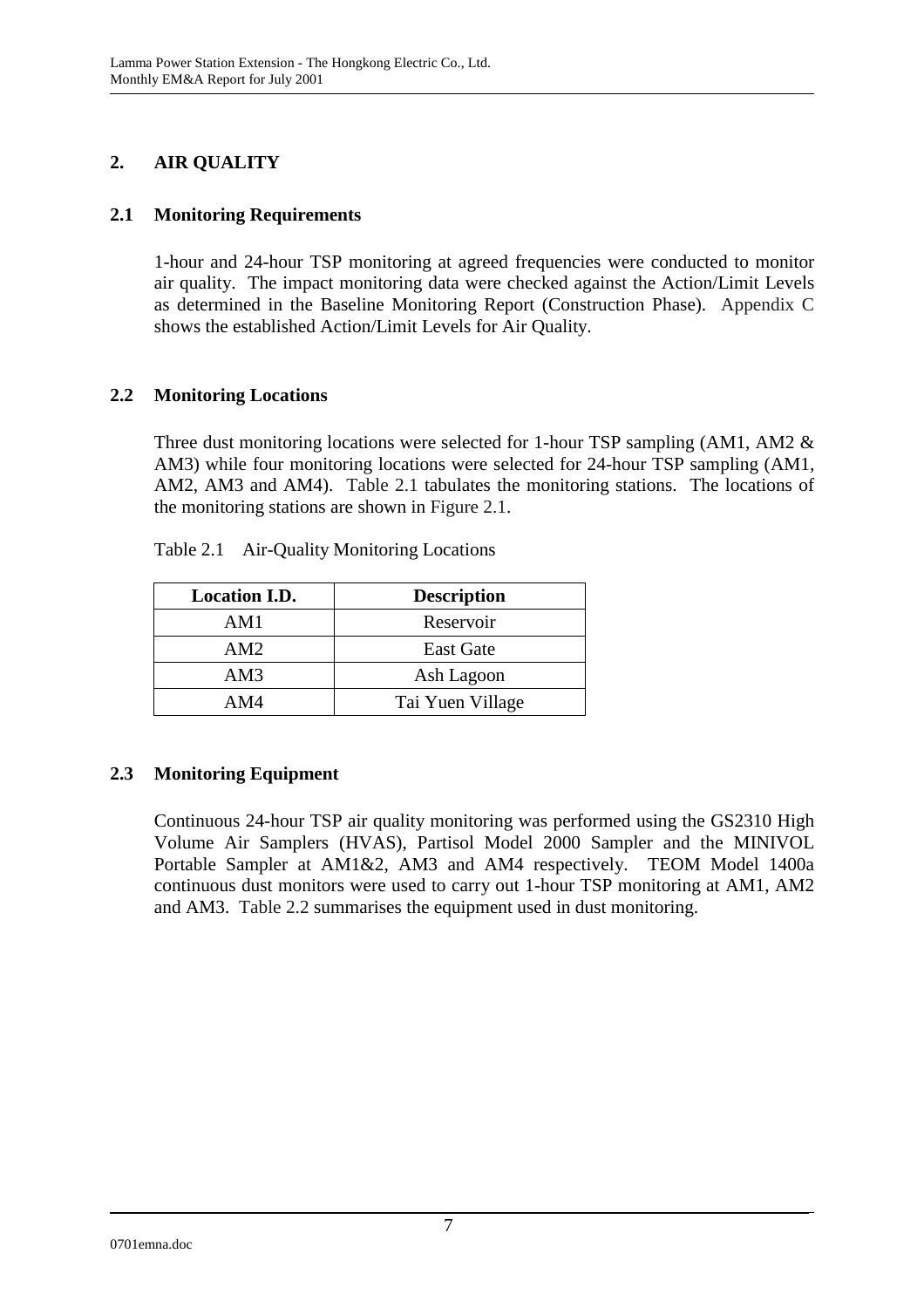## 2. AIR QUALITY

### 2.1 Monitoring Requirements

1-hour and 24-hour TSP monitoring at agreed frequencies were conducted to monitor air quality. The impact monitoring data were checked against the Action/Limit Levels as determined in the Baseline Monitoring Report (Construction Phase). Appendix C shows the established Action/Limit Levels for Air Quality.

### 2.2 Monitoring Locations

Three dust monitoring locations were selected for 1-hour TSP sampling (AM1, AM2 & AM3) while four monitoring locations were selected for 24-hour TSP sampling (AM1, AM2, AM3 and AM4). Table 2.1 tabulates the monitoring stations. The locations of the monitoring stations are shown in Figure 2.1.

Table 2.1 Air-Quality Monitoring Locations

| Location I.D. | Description |
|---|---|
| AM1 | Reservoir |
| AM2 | East Gate |
| AM3 | Ash Lagoon |
| AM4 | Tai Yuen Village |

### 2.3 Monitoring Equipment

Continuous 24-hour TSP air quality monitoring was performed using the GS2310 High Volume Air Samplers (HVAS), Partisol Model 2000 Sampler and the MINIVOL Portable Sampler at AM1&2, AM3 and AM4 respectively. TEOM Model 1400a continuous dust monitors were used to carry out 1-hour TSP monitoring at AM1, AM2 and AM3. Table 2.2 summarises the equipment used in dust monitoring.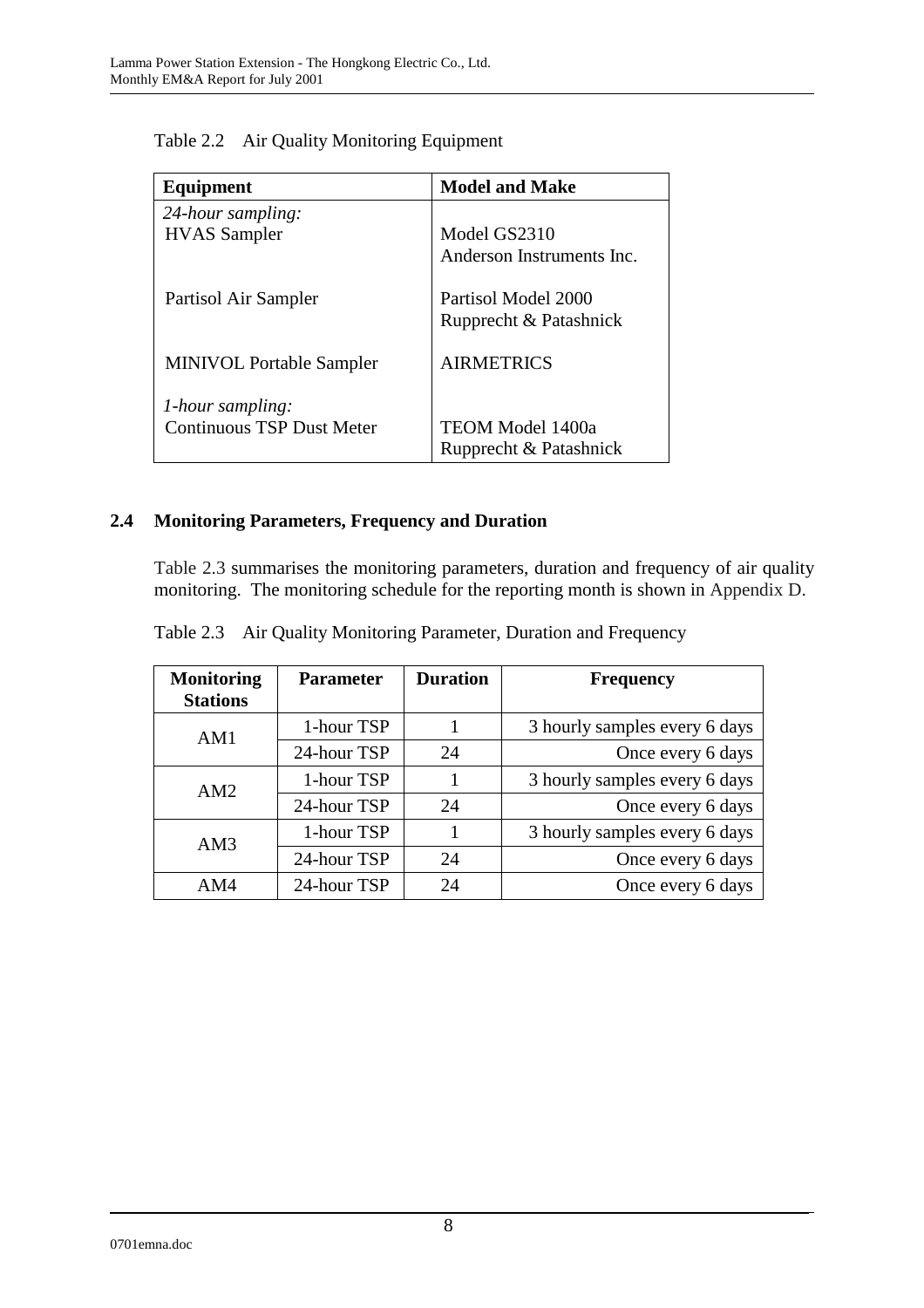Table 2.2 Air Quality Monitoring Equipment

| Equipment | Model and Make |
|---|---|
| *24-hour sampling:* | |
| HVAS Sampler | Model GS2310 Anderson Instruments Inc. |
| Partisol Air Sampler | Partisol Model 2000 Rupprecht & Patashnick |
| MINIVOL Portable Sampler | AIRMETRICS |
| *1-hour sampling:* | |
| Continuous TSP Dust Meter | TEOM Model 1400a Rupprecht & Patashnick |

## 2.4 Monitoring Parameters, Frequency and Duration

Table 2.3 summarises the monitoring parameters, duration and frequency of air quality monitoring. The monitoring schedule for the reporting month is shown in Appendix D.

Table 2.3 Air Quality Monitoring Parameter, Duration and Frequency

| Monitoring Stations | Parameter | Duration | Frequency |
|---|---|---|---|
| AM1 | 1-hour TSP | 1 | 3 hourly samples every 6 days |
| | 24-hour TSP | 24 | Once every 6 days |
| AM2 | 1-hour TSP | 1 | 3 hourly samples every 6 days |
| | 24-hour TSP | 24 | Once every 6 days |
| AM3 | 1-hour TSP | 1 | 3 hourly samples every 6 days |
| | 24-hour TSP | 24 | Once every 6 days |
| AM4 | 24-hour TSP | 24 | Once every 6 days |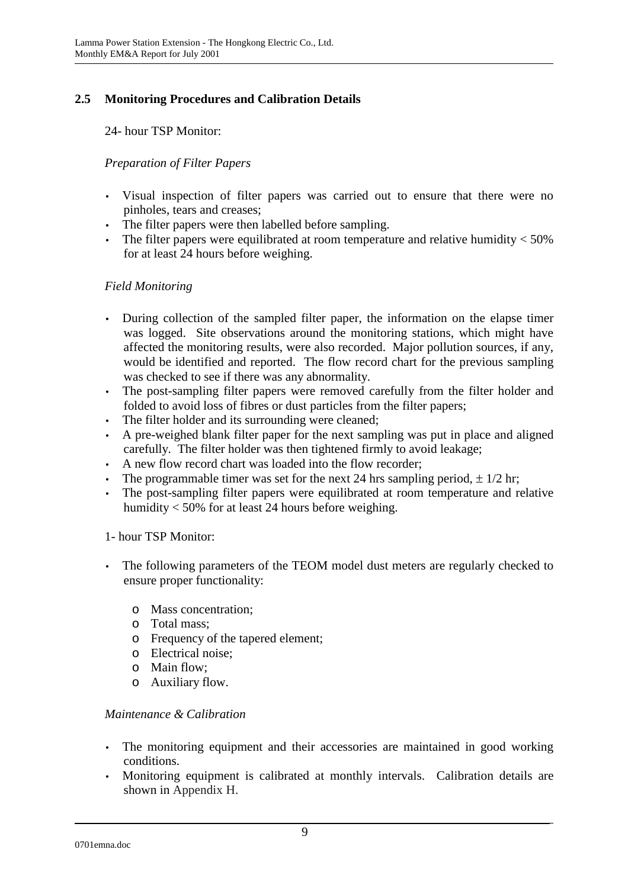## 2.5 Monitoring Procedures and Calibration Details

24- hour TSP Monitor:

*Preparation of Filter Papers*

- Visual inspection of filter papers was carried out to ensure that there were no pinholes, tears and creases;
- The filter papers were then labelled before sampling.
- The filter papers were equilibrated at room temperature and relative humidity < 50% for at least 24 hours before weighing.

*Field Monitoring*

- During collection of the sampled filter paper, the information on the elapse timer was logged. Site observations around the monitoring stations, which might have affected the monitoring results, were also recorded. Major pollution sources, if any, would be identified and reported. The flow record chart for the previous sampling was checked to see if there was any abnormality.
- The post-sampling filter papers were removed carefully from the filter holder and folded to avoid loss of fibres or dust particles from the filter papers;
- The filter holder and its surrounding were cleaned;
- A pre-weighed blank filter paper for the next sampling was put in place and aligned carefully. The filter holder was then tightened firmly to avoid leakage;
- A new flow record chart was loaded into the flow recorder;
- The programmable timer was set for the next 24 hrs sampling period, ± 1/2 hr;
- The post-sampling filter papers were equilibrated at room temperature and relative humidity < 50% for at least 24 hours before weighing.

1- hour TSP Monitor:

- The following parameters of the TEOM model dust meters are regularly checked to ensure proper functionality:
  - Mass concentration;
  - Total mass;
  - Frequency of the tapered element;
  - Electrical noise;
  - Main flow;
  - Auxiliary flow.

*Maintenance & Calibration*

- The monitoring equipment and their accessories are maintained in good working conditions.
- Monitoring equipment is calibrated at monthly intervals. Calibration details are shown in Appendix H.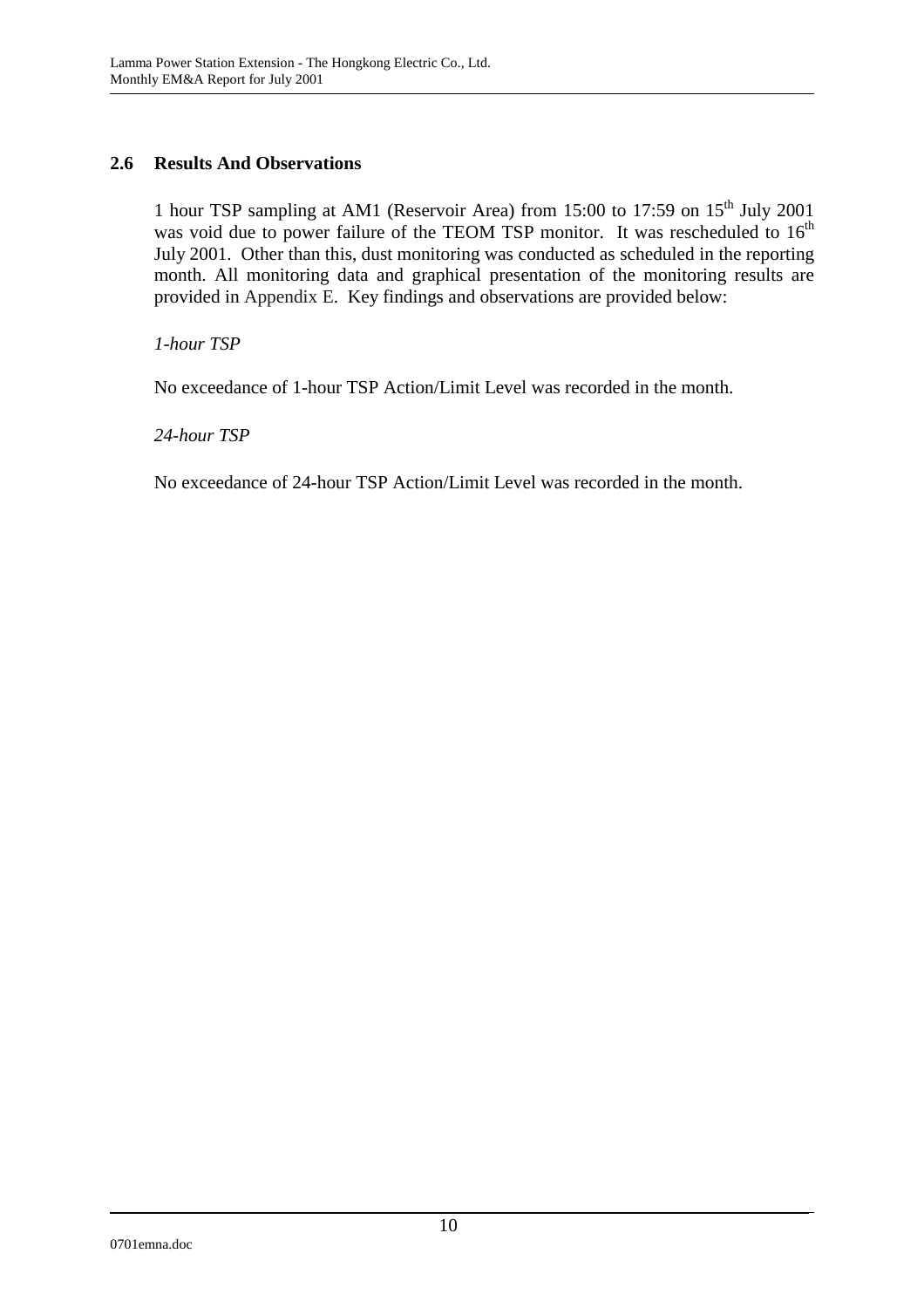## 2.6 Results And Observations

1 hour TSP sampling at AM1 (Reservoir Area) from 15:00 to 17:59 on 15th July 2001 was void due to power failure of the TEOM TSP monitor. It was rescheduled to 16th July 2001. Other than this, dust monitoring was conducted as scheduled in the reporting month. All monitoring data and graphical presentation of the monitoring results are provided in Appendix E. Key findings and observations are provided below:

*1-hour TSP*

No exceedance of 1-hour TSP Action/Limit Level was recorded in the month.

*24-hour TSP*

No exceedance of 24-hour TSP Action/Limit Level was recorded in the month.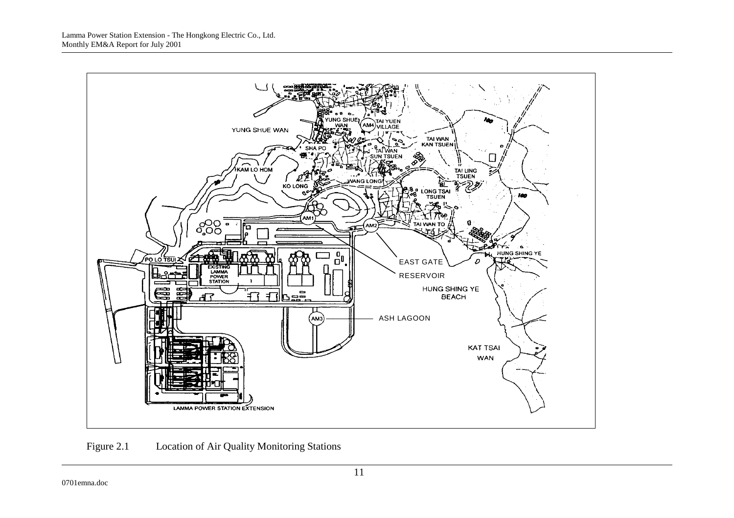Figure 2.1 Location of Air Quality Monitoring Stations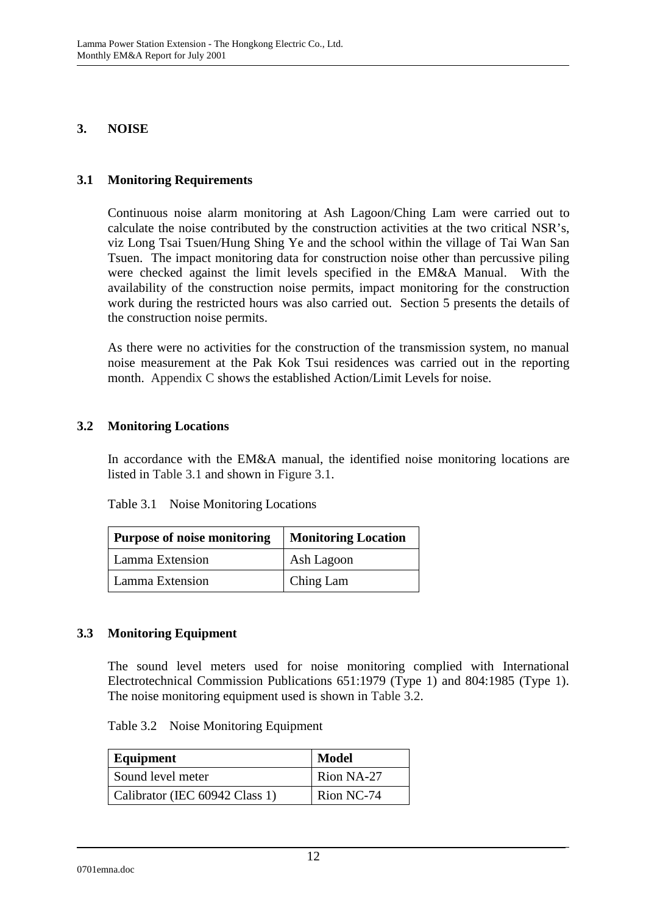# 3. NOISE

## 3.1 Monitoring Requirements

Continuous noise alarm monitoring at Ash Lagoon/Ching Lam were carried out to calculate the noise contributed by the construction activities at the two critical NSR's, viz Long Tsai Tsuen/Hung Shing Ye and the school within the village of Tai Wan San Tsuen. The impact monitoring data for construction noise other than percussive piling were checked against the limit levels specified in the EM&A Manual. With the availability of the construction noise permits, impact monitoring for the construction work during the restricted hours was also carried out. Section 5 presents the details of the construction noise permits.

As there were no activities for the construction of the transmission system, no manual noise measurement at the Pak Kok Tsui residences was carried out in the reporting month. Appendix C shows the established Action/Limit Levels for noise.

## 3.2 Monitoring Locations

In accordance with the EM&A manual, the identified noise monitoring locations are listed in Table 3.1 and shown in Figure 3.1.

Table 3.1 Noise Monitoring Locations

| Purpose of noise monitoring | Monitoring Location |
|---|---|
| Lamma Extension | Ash Lagoon |
| Lamma Extension | Ching Lam |

## 3.3 Monitoring Equipment

The sound level meters used for noise monitoring complied with International Electrotechnical Commission Publications 651:1979 (Type 1) and 804:1985 (Type 1). The noise monitoring equipment used is shown in Table 3.2.

Table 3.2 Noise Monitoring Equipment

| Equipment | Model |
|---|---|
| Sound level meter | Rion NA-27 |
| Calibrator (IEC 60942 Class 1) | Rion NC-74 |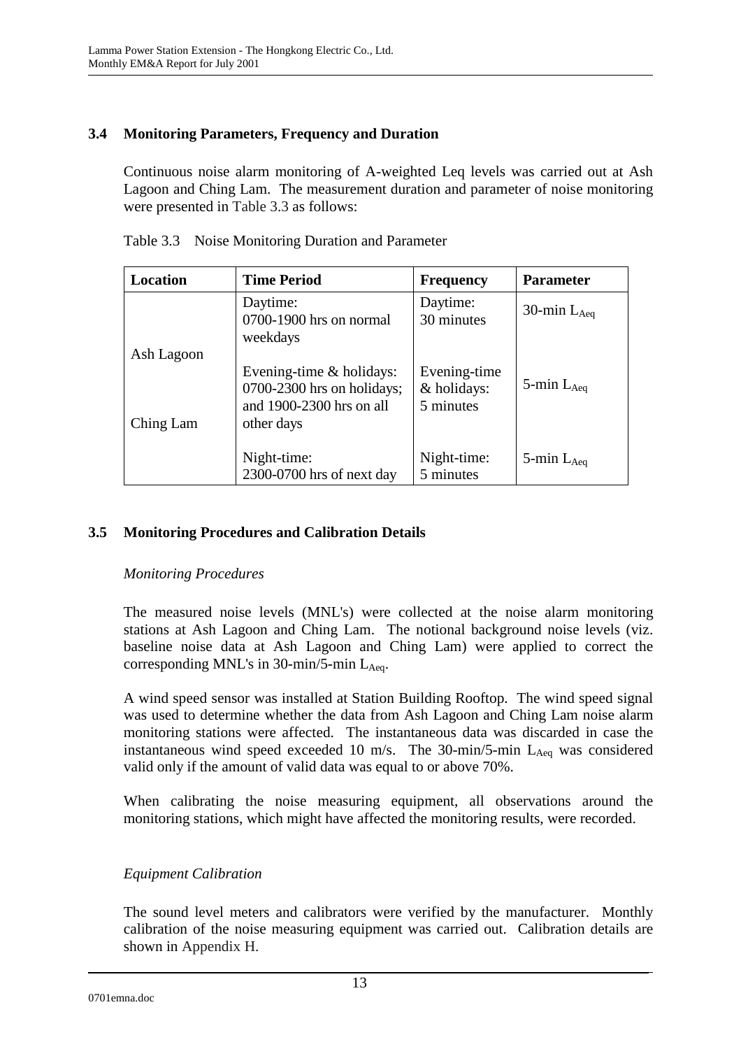### 3.4 Monitoring Parameters, Frequency and Duration

Continuous noise alarm monitoring of A-weighted Leq levels was carried out at Ash Lagoon and Ching Lam. The measurement duration and parameter of noise monitoring were presented in Table 3.3 as follows:

Table 3.3 Noise Monitoring Duration and Parameter

| Location | Time Period | Frequency | Parameter |
|---|---|---|---|
| Ash Lagoon<br><br>Ching Lam | Daytime:<br>0700-1900 hrs on normal weekdays | Daytime:<br>30 minutes | 30-min $L_{Aeq}$ |
| | Evening-time & holidays:<br>0700-2300 hrs on holidays; and 1900-2300 hrs on all other days | Evening-time & holidays:<br>5 minutes | 5-min $L_{Aeq}$ |
| | Night-time:<br>2300-0700 hrs of next day | Night-time:<br>5 minutes | 5-min $L_{Aeq}$ |

### 3.5 Monitoring Procedures and Calibration Details

*Monitoring Procedures*

The measured noise levels (MNL's) were collected at the noise alarm monitoring stations at Ash Lagoon and Ching Lam. The notional background noise levels (viz. baseline noise data at Ash Lagoon and Ching Lam) were applied to correct the corresponding MNL's in 30-min/5-min $L_{Aeq}$.

A wind speed sensor was installed at Station Building Rooftop. The wind speed signal was used to determine whether the data from Ash Lagoon and Ching Lam noise alarm monitoring stations were affected. The instantaneous data was discarded in case the instantaneous wind speed exceeded 10 m/s. The 30-min/5-min $L_{Aeq}$ was considered valid only if the amount of valid data was equal to or above 70%.

When calibrating the noise measuring equipment, all observations around the monitoring stations, which might have affected the monitoring results, were recorded.

*Equipment Calibration*

The sound level meters and calibrators were verified by the manufacturer. Monthly calibration of the noise measuring equipment was carried out. Calibration details are shown in Appendix H.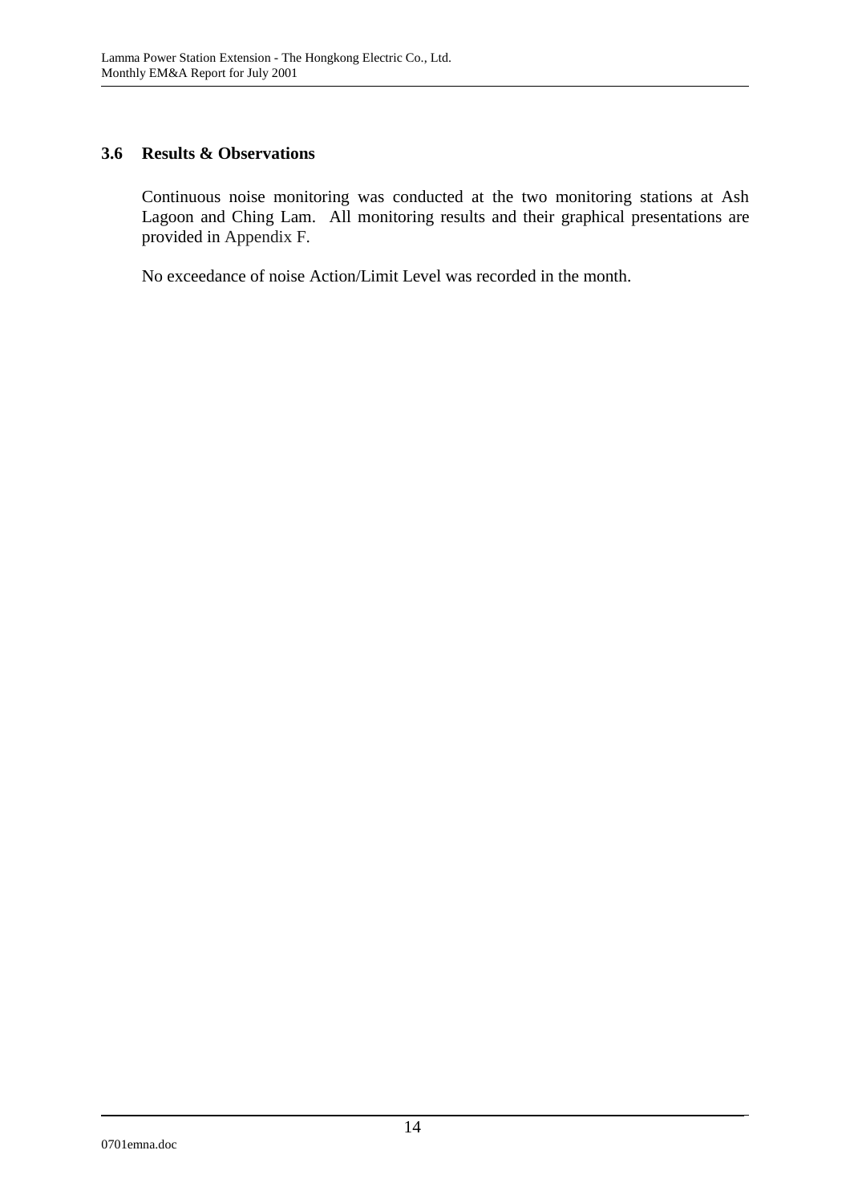### 3.6 Results & Observations

Continuous noise monitoring was conducted at the two monitoring stations at Ash Lagoon and Ching Lam. All monitoring results and their graphical presentations are provided in Appendix F.

No exceedance of noise Action/Limit Level was recorded in the month.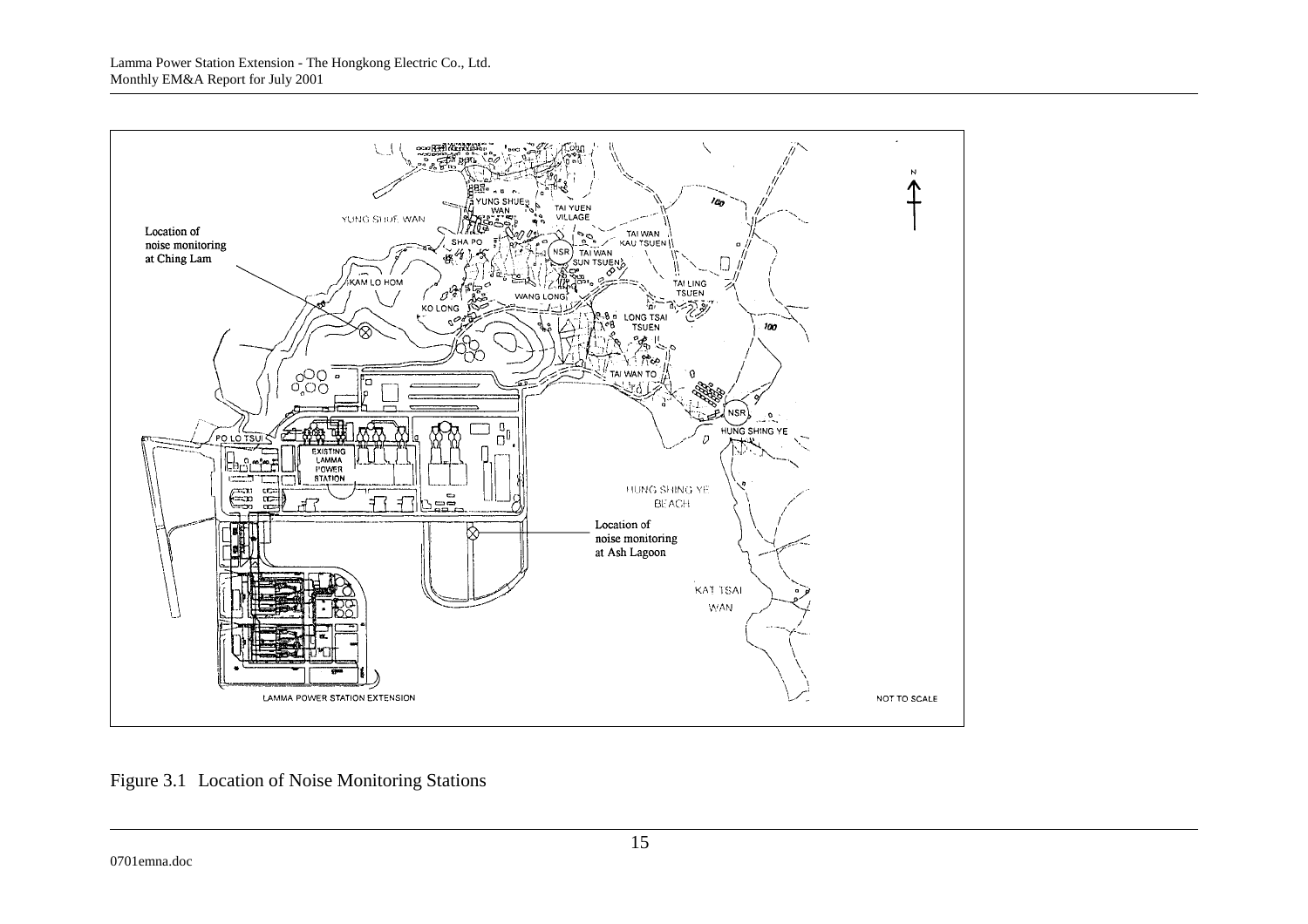Figure 3.1 Location of Noise Monitoring Stations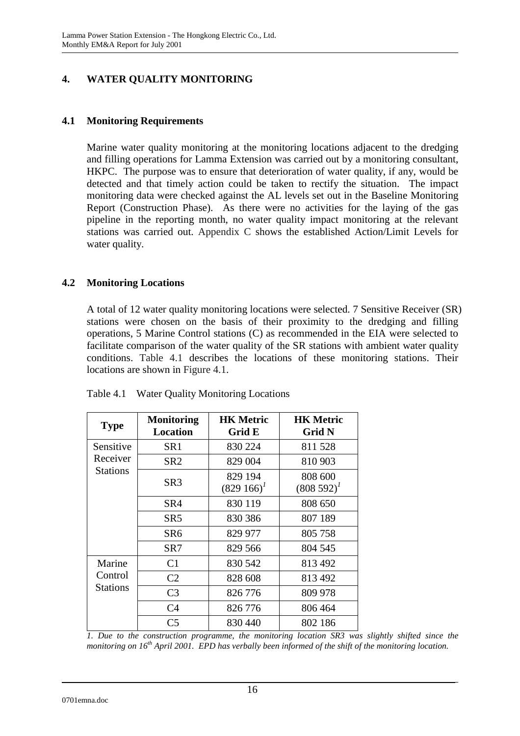# 4. WATER QUALITY MONITORING

## 4.1 Monitoring Requirements

Marine water quality monitoring at the monitoring locations adjacent to the dredging and filling operations for Lamma Extension was carried out by a monitoring consultant, HKPC. The purpose was to ensure that deterioration of water quality, if any, would be detected and that timely action could be taken to rectify the situation. The impact monitoring data were checked against the AL levels set out in the Baseline Monitoring Report (Construction Phase). As there were no activities for the laying of the gas pipeline in the reporting month, no water quality impact monitoring at the relevant stations was carried out. Appendix C shows the established Action/Limit Levels for water quality.

## 4.2 Monitoring Locations

A total of 12 water quality monitoring locations were selected. 7 Sensitive Receiver (SR) stations were chosen on the basis of their proximity to the dredging and filling operations, 5 Marine Control stations (C) as recommended in the EIA were selected to facilitate comparison of the water quality of the SR stations with ambient water quality conditions. Table 4.1 describes the locations of these monitoring stations. Their locations are shown in Figure 4.1.

Table 4.1 Water Quality Monitoring Locations

| Type | Monitoring Location | HK Metric Grid E | HK Metric Grid N |
|---|---|---|---|
| Sensitive Receiver Stations | SR1 | 830 224 | 811 528 |
| | SR2 | 829 004 | 810 903 |
| | SR3 | 829 194 (829 166)[1] | 808 600 (808 592)[1] |
| | SR4 | 830 119 | 808 650 |
| | SR5 | 830 386 | 807 189 |
| | SR6 | 829 977 | 805 758 |
| | SR7 | 829 566 | 804 545 |
| Marine Control Stations | C1 | 830 542 | 813 492 |
| | C2 | 828 608 | 813 492 |
| | C3 | 826 776 | 809 978 |
| | C4 | 826 776 | 806 464 |
| | C5 | 830 440 | 802 186 |

*1. Due to the construction programme, the monitoring location SR3 was slightly shifted since the monitoring on 16th April 2001. EPD has verbally been informed of the shift of the monitoring location.*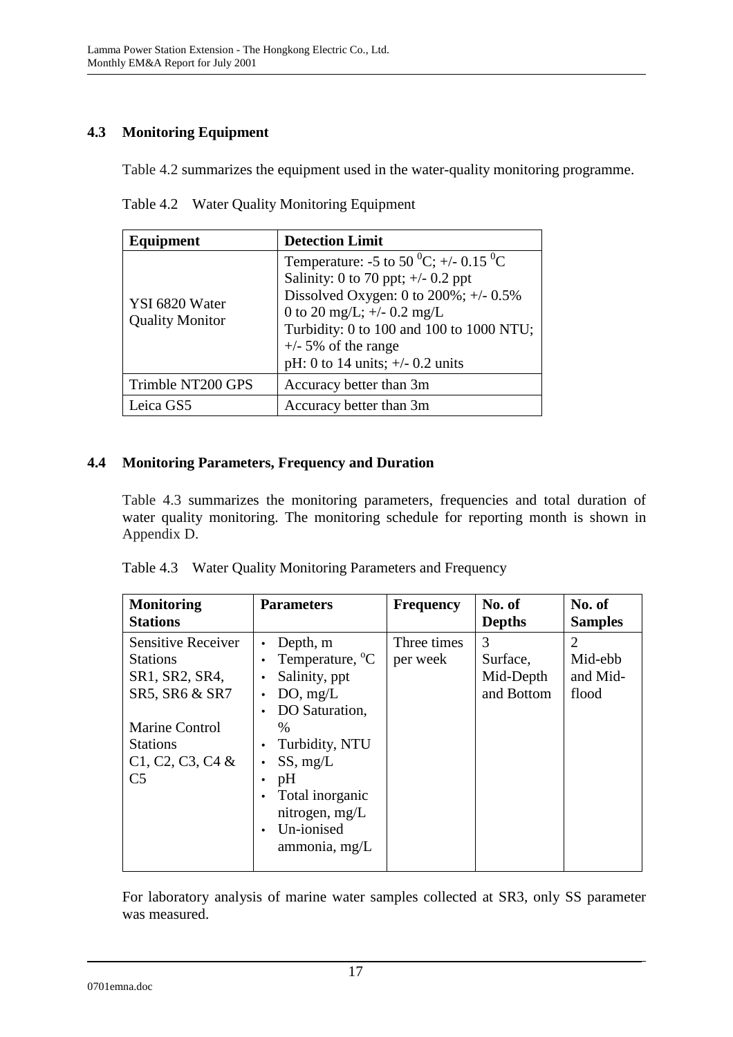## 4.3 Monitoring Equipment

Table 4.2 summarizes the equipment used in the water-quality monitoring programme.

Table 4.2 Water Quality Monitoring Equipment

| Equipment | Detection Limit |
|---|---|
| YSI 6820 Water Quality Monitor | Temperature: -5 to 50 $^{0}$C; +/- 0.15 $^{0}$C<br>Salinity: 0 to 70 ppt; +/- 0.2 ppt<br>Dissolved Oxygen: 0 to 200%; +/- 0.5%<br>0 to 20 mg/L; +/- 0.2 mg/L<br>Turbidity: 0 to 100 and 100 to 1000 NTU; +/- 5% of the range<br>pH: 0 to 14 units; +/- 0.2 units |
| Trimble NT200 GPS | Accuracy better than 3m |
| Leica GS5 | Accuracy better than 3m |

## 4.4 Monitoring Parameters, Frequency and Duration

Table 4.3 summarizes the monitoring parameters, frequencies and total duration of water quality monitoring. The monitoring schedule for reporting month is shown in Appendix D.

Table 4.3 Water Quality Monitoring Parameters and Frequency

| Monitoring Stations | Parameters | Frequency | No. of Depths | No. of Samples |
|---|---|---|---|---|
| Sensitive Receiver Stations SR1, SR2, SR4, SR5, SR6 & SR7<br><br>Marine Control Stations C1, C2, C3, C4 & C5 | • Depth, m<br>• Temperature, $^{o}$C<br>• Salinity, ppt<br>• DO, mg/L<br>• DO Saturation, %<br>• Turbidity, NTU<br>• SS, mg/L<br>• pH<br>• Total inorganic nitrogen, mg/L<br>• Un-ionised ammonia, mg/L | Three times per week | 3<br>Surface, Mid-Depth and Bottom | 2<br>Mid-ebb and Mid-flood |

For laboratory analysis of marine water samples collected at SR3, only SS parameter was measured.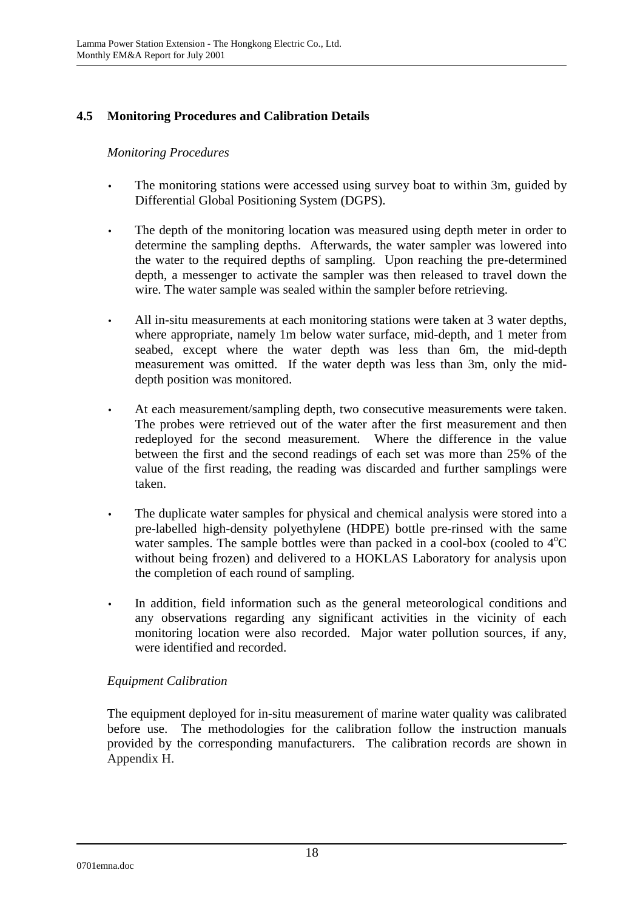## 4.5 Monitoring Procedures and Calibration Details

*Monitoring Procedures*

- The monitoring stations were accessed using survey boat to within 3m, guided by Differential Global Positioning System (DGPS).
- The depth of the monitoring location was measured using depth meter in order to determine the sampling depths. Afterwards, the water sampler was lowered into the water to the required depths of sampling. Upon reaching the pre-determined depth, a messenger to activate the sampler was then released to travel down the wire. The water sample was sealed within the sampler before retrieving.
- All in-situ measurements at each monitoring stations were taken at 3 water depths, where appropriate, namely 1m below water surface, mid-depth, and 1 meter from seabed, except where the water depth was less than 6m, the mid-depth measurement was omitted. If the water depth was less than 3m, only the mid-depth position was monitored.
- At each measurement/sampling depth, two consecutive measurements were taken. The probes were retrieved out of the water after the first measurement and then redeployed for the second measurement. Where the difference in the value between the first and the second readings of each set was more than 25% of the value of the first reading, the reading was discarded and further samplings were taken.
- The duplicate water samples for physical and chemical analysis were stored into a pre-labelled high-density polyethylene (HDPE) bottle pre-rinsed with the same water samples. The sample bottles were than packed in a cool-box (cooled to $4^{o}C$ without being frozen) and delivered to a HOKLAS Laboratory for analysis upon the completion of each round of sampling.
- In addition, field information such as the general meteorological conditions and any observations regarding any significant activities in the vicinity of each monitoring location were also recorded. Major water pollution sources, if any, were identified and recorded.

*Equipment Calibration*

The equipment deployed for in-situ measurement of marine water quality was calibrated before use. The methodologies for the calibration follow the instruction manuals provided by the corresponding manufacturers. The calibration records are shown in Appendix H.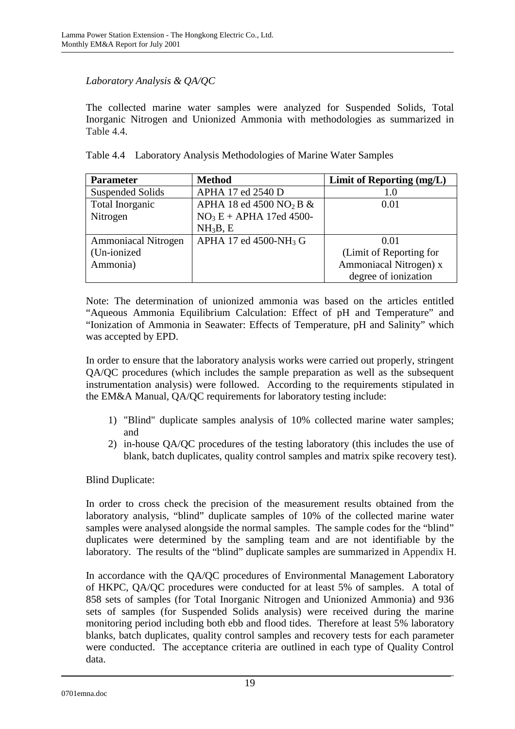*Laboratory Analysis & QA/QC*

The collected marine water samples were analyzed for Suspended Solids, Total Inorganic Nitrogen and Unionized Ammonia with methodologies as summarized in Table 4.4.

Table 4.4 Laboratory Analysis Methodologies of Marine Water Samples

| Parameter | Method | Limit of Reporting (mg/L) |
|---|---|---|
| Suspended Solids | APHA 17 ed 2540 D | 1.0 |
| Total Inorganic Nitrogen | APHA 18 ed 4500 $NO_2$ B & $NO_3$ E + APHA 17ed 4500-$NH_3$B, E | 0.01 |
| Ammoniacal Nitrogen (Un-ionized Ammonia) | APHA 17 ed 4500-$NH_3$ G | 0.01 (Limit of Reporting for Ammoniacal Nitrogen) x degree of ionization |

Note: The determination of unionized ammonia was based on the articles entitled "Aqueous Ammonia Equilibrium Calculation: Effect of pH and Temperature" and "Ionization of Ammonia in Seawater: Effects of Temperature, pH and Salinity" which was accepted by EPD.

In order to ensure that the laboratory analysis works were carried out properly, stringent QA/QC procedures (which includes the sample preparation as well as the subsequent instrumentation analysis) were followed. According to the requirements stipulated in the EM&A Manual, QA/QC requirements for laboratory testing include:

1) "Blind" duplicate samples analysis of 10% collected marine water samples; and
2) in-house QA/QC procedures of the testing laboratory (this includes the use of blank, batch duplicates, quality control samples and matrix spike recovery test).

Blind Duplicate:

In order to cross check the precision of the measurement results obtained from the laboratory analysis, "blind" duplicate samples of 10% of the collected marine water samples were analysed alongside the normal samples. The sample codes for the "blind" duplicates were determined by the sampling team and are not identifiable by the laboratory. The results of the "blind" duplicate samples are summarized in Appendix H.

In accordance with the QA/QC procedures of Environmental Management Laboratory of HKPC, QA/QC procedures were conducted for at least 5% of samples. A total of 858 sets of samples (for Total Inorganic Nitrogen and Unionized Ammonia) and 936 sets of samples (for Suspended Solids analysis) were received during the marine monitoring period including both ebb and flood tides. Therefore at least 5% laboratory blanks, batch duplicates, quality control samples and recovery tests for each parameter were conducted. The acceptance criteria are outlined in each type of Quality Control data.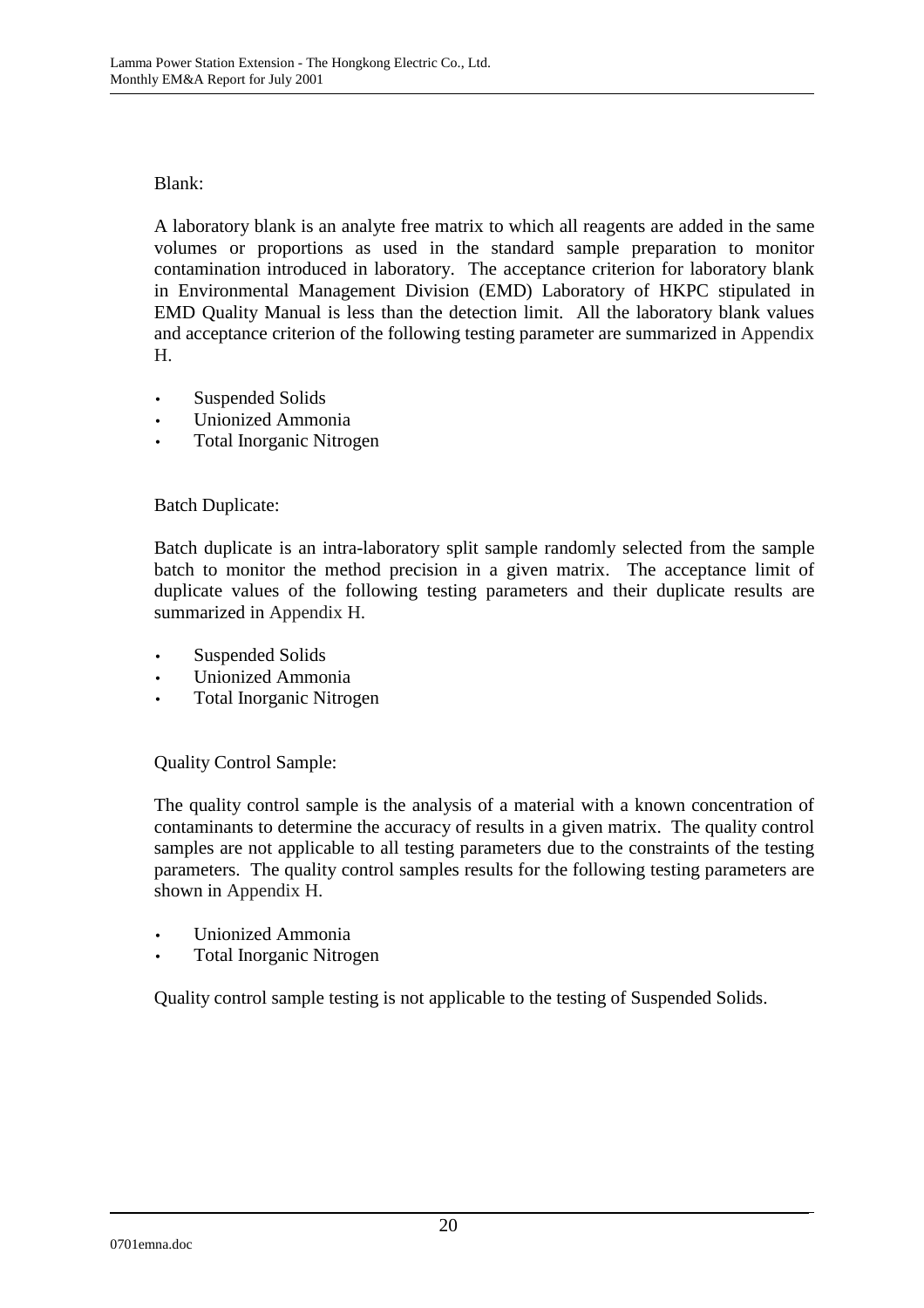Blank:

A laboratory blank is an analyte free matrix to which all reagents are added in the same volumes or proportions as used in the standard sample preparation to monitor contamination introduced in laboratory. The acceptance criterion for laboratory blank in Environmental Management Division (EMD) Laboratory of HKPC stipulated in EMD Quality Manual is less than the detection limit. All the laboratory blank values and acceptance criterion of the following testing parameter are summarized in Appendix H.

- Suspended Solids
- Unionized Ammonia
- Total Inorganic Nitrogen

Batch Duplicate:

Batch duplicate is an intra-laboratory split sample randomly selected from the sample batch to monitor the method precision in a given matrix. The acceptance limit of duplicate values of the following testing parameters and their duplicate results are summarized in Appendix H.

- Suspended Solids
- Unionized Ammonia
- Total Inorganic Nitrogen

Quality Control Sample:

The quality control sample is the analysis of a material with a known concentration of contaminants to determine the accuracy of results in a given matrix. The quality control samples are not applicable to all testing parameters due to the constraints of the testing parameters. The quality control samples results for the following testing parameters are shown in Appendix H.

- Unionized Ammonia
- Total Inorganic Nitrogen

Quality control sample testing is not applicable to the testing of Suspended Solids.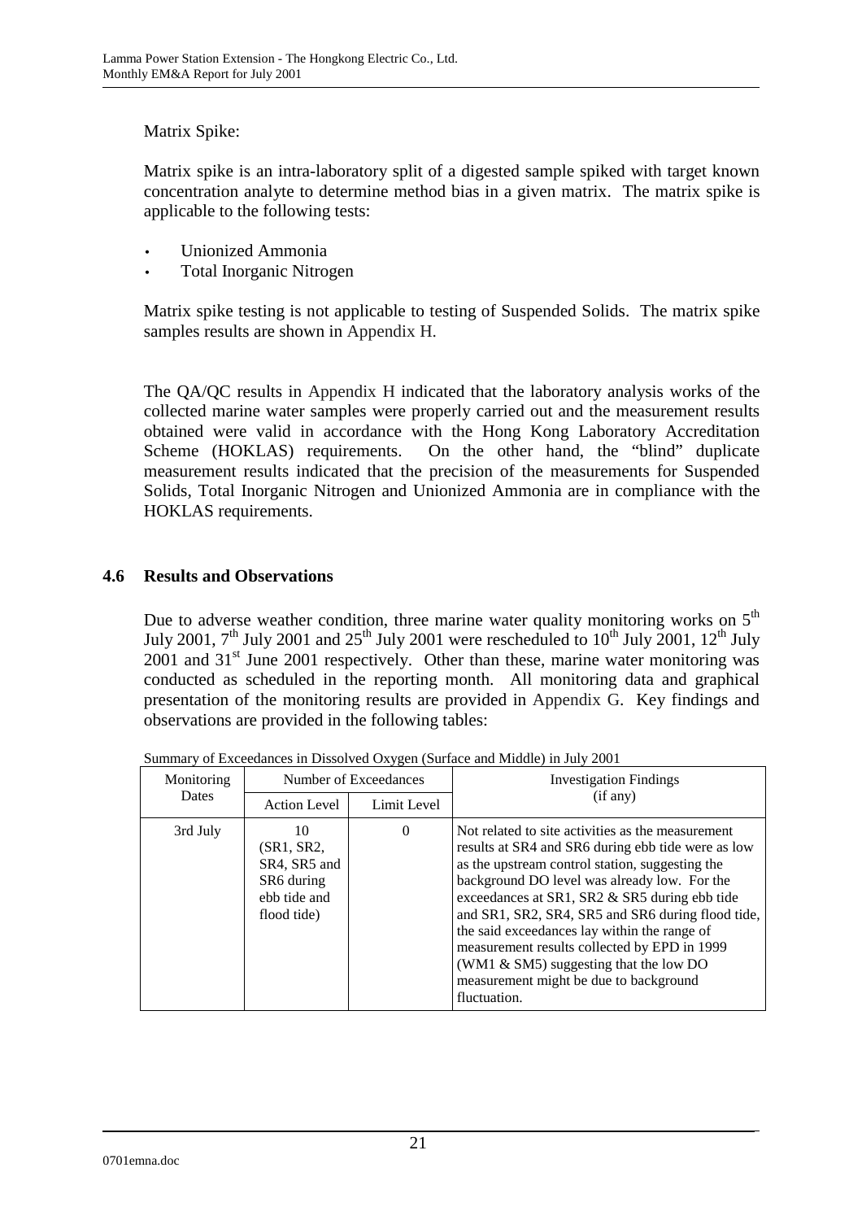Matrix Spike:

Matrix spike is an intra-laboratory split of a digested sample spiked with target known concentration analyte to determine method bias in a given matrix. The matrix spike is applicable to the following tests:

- Unionized Ammonia
- Total Inorganic Nitrogen

Matrix spike testing is not applicable to testing of Suspended Solids. The matrix spike samples results are shown in Appendix H.

The QA/QC results in Appendix H indicated that the laboratory analysis works of the collected marine water samples were properly carried out and the measurement results obtained were valid in accordance with the Hong Kong Laboratory Accreditation Scheme (HOKLAS) requirements. On the other hand, the "blind" duplicate measurement results indicated that the precision of the measurements for Suspended Solids, Total Inorganic Nitrogen and Unionized Ammonia are in compliance with the HOKLAS requirements.

## 4.6 Results and Observations

Due to adverse weather condition, three marine water quality monitoring works on 5th July 2001, 7th July 2001 and 25th July 2001 were rescheduled to 10th July 2001, 12th July 2001 and 31st June 2001 respectively. Other than these, marine water monitoring was conducted as scheduled in the reporting month. All monitoring data and graphical presentation of the monitoring results are provided in Appendix G. Key findings and observations are provided in the following tables:

Summary of Exceedances in Dissolved Oxygen (Surface and Middle) in July 2001

| Monitoring Dates | Number of Exceedances | | Investigation Findings (if any) |
|---|---|---|---|
| | Action Level | Limit Level | |
| 3rd July | 10 (SR1, SR2, SR4, SR5 and SR6 during ebb tide and flood tide) | 0 | Not related to site activities as the measurement results at SR4 and SR6 during ebb tide were as low as the upstream control station, suggesting the background DO level was already low. For the exceedances at SR1, SR2 & SR5 during ebb tide and SR1, SR2, SR4, SR5 and SR6 during flood tide, the said exceedances lay within the range of measurement results collected by EPD in 1999 (WM1 & SM5) suggesting that the low DO measurement might be due to background fluctuation. |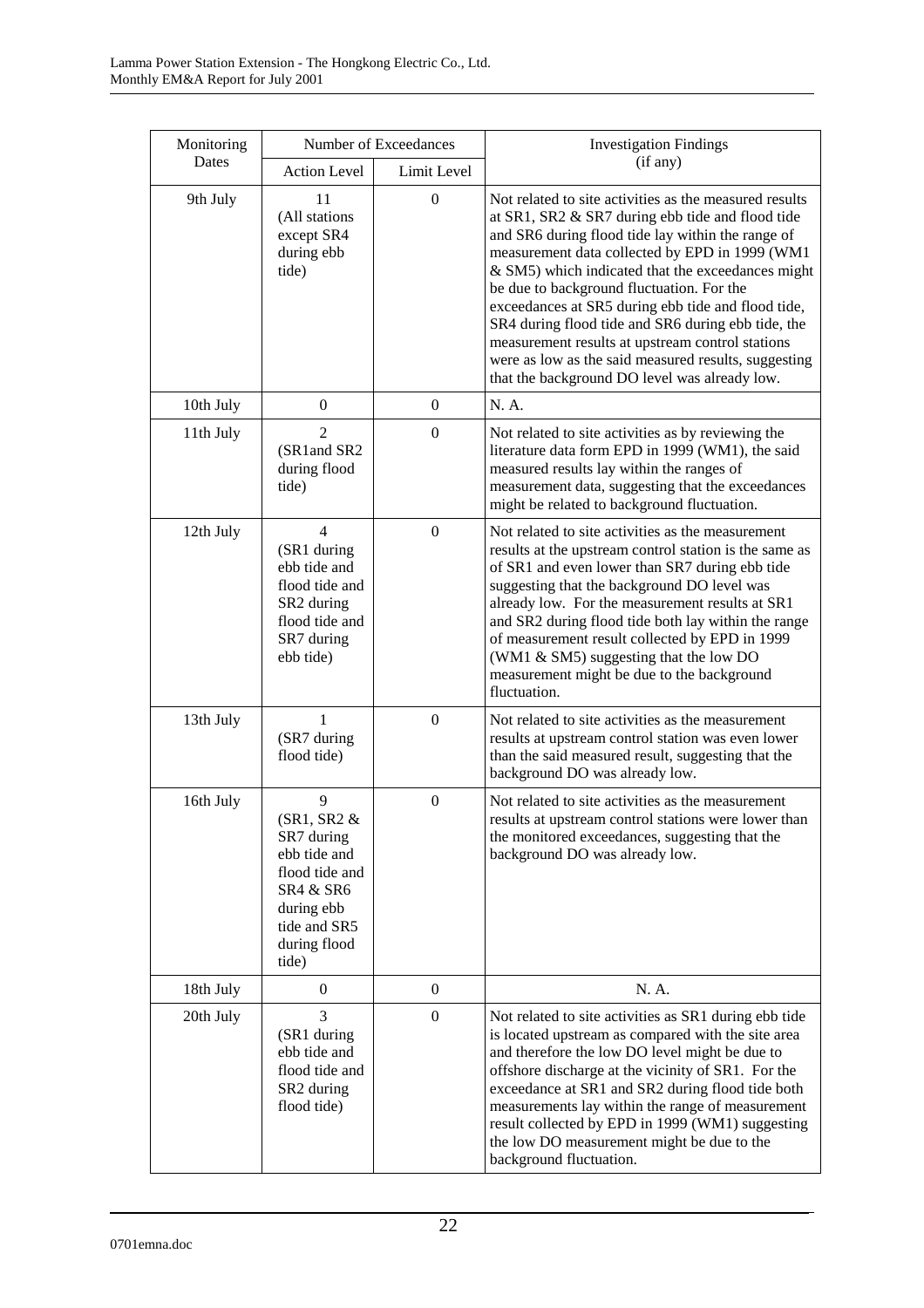| Monitoring Dates | Number of Exceedances | | Investigation Findings (if any) |
|---|---|---|---|
| | Action Level | Limit Level | |
| 9th July | 11 (All stations except SR4 during ebb tide) | 0 | Not related to site activities as the measured results at SR1, SR2 & SR7 during ebb tide and flood tide and SR6 during flood tide lay within the range of measurement data collected by EPD in 1999 (WM1 & SM5) which indicated that the exceedances might be due to background fluctuation. For the exceedances at SR5 during ebb tide and flood tide, SR4 during flood tide and SR6 during ebb tide, the measurement results at upstream control stations were as low as the said measured results, suggesting that the background DO level was already low. |
| 10th July | 0 | 0 | N. A. |
| 11th July | 2 (SR1and SR2 during flood tide) | 0 | Not related to site activities as by reviewing the literature data form EPD in 1999 (WM1), the said measured results lay within the ranges of measurement data, suggesting that the exceedances might be related to background fluctuation. |
| 12th July | 4 (SR1 during ebb tide and flood tide and SR2 during flood tide and SR7 during ebb tide) | 0 | Not related to site activities as the measurement results at the upstream control station is the same as of SR1 and even lower than SR7 during ebb tide suggesting that the background DO level was already low. For the measurement results at SR1 and SR2 during flood tide both lay within the range of measurement result collected by EPD in 1999 (WM1 & SM5) suggesting that the low DO measurement might be due to the background fluctuation. |
| 13th July | 1 (SR7 during flood tide) | 0 | Not related to site activities as the measurement results at upstream control station was even lower than the said measured result, suggesting that the background DO was already low. |
| 16th July | 9 (SR1, SR2 & SR7 during ebb tide and flood tide and SR4 & SR6 during ebb tide and SR5 during flood tide) | 0 | Not related to site activities as the measurement results at upstream control stations were lower than the monitored exceedances, suggesting that the background DO was already low. |
| 18th July | 0 | 0 | N. A. |
| 20th July | 3 (SR1 during ebb tide and flood tide and SR2 during flood tide) | 0 | Not related to site activities as SR1 during ebb tide is located upstream as compared with the site area and therefore the low DO level might be due to offshore discharge at the vicinity of SR1. For the exceedance at SR1 and SR2 during flood tide both measurements lay within the range of measurement result collected by EPD in 1999 (WM1) suggesting the low DO measurement might be due to the background fluctuation. |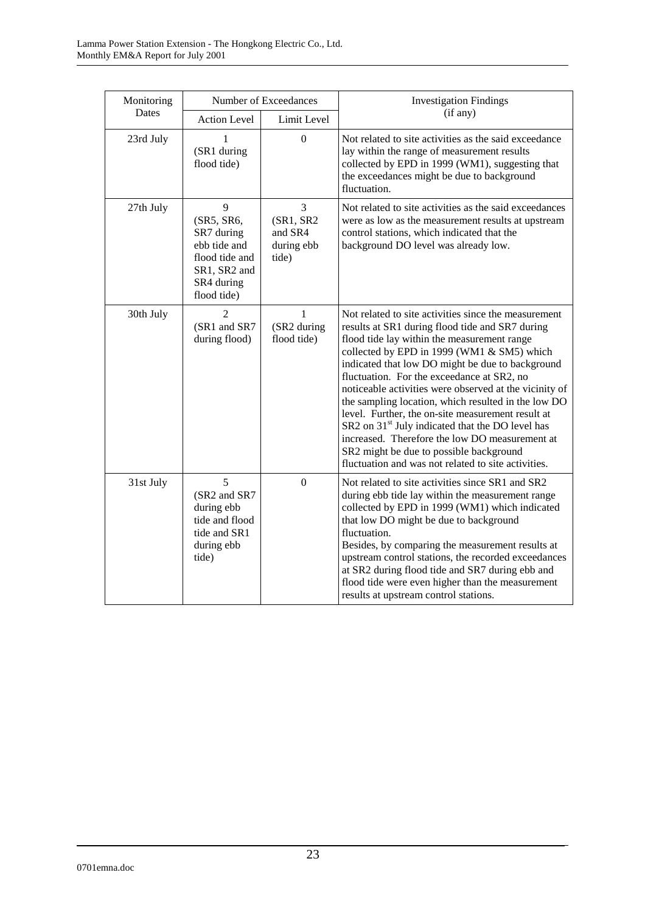| Monitoring Dates | Number of Exceedances | | Investigation Findings (if any) |
|---|---|---|---|
| | Action Level | Limit Level | |
| 23rd July | 1 (SR1 during flood tide) | 0 | Not related to site activities as the said exceedance lay within the range of measurement results collected by EPD in 1999 (WM1), suggesting that the exceedances might be due to background fluctuation. |
| 27th July | 9 (SR5, SR6, SR7 during ebb tide and flood tide and SR1, SR2 and SR4 during flood tide) | 3 (SR1, SR2 and SR4 during ebb tide) | Not related to site activities as the said exceedances were as low as the measurement results at upstream control stations, which indicated that the background DO level was already low. |
| 30th July | 2 (SR1 and SR7 during flood) | 1 (SR2 during flood tide) | Not related to site activities since the measurement results at SR1 during flood tide and SR7 during flood tide lay within the measurement range collected by EPD in 1999 (WM1 & SM5) which indicated that low DO might be due to background fluctuation. For the exceedance at SR2, no noticeable activities were observed at the vicinity of the sampling location, which resulted in the low DO level. Further, the on-site measurement result at SR2 on 31st July indicated that the DO level has increased. Therefore the low DO measurement at SR2 might be due to possible background fluctuation and was not related to site activities. |
| 31st July | 5 (SR2 and SR7 during ebb tide and flood tide and SR1 during ebb tide) | 0 | Not related to site activities since SR1 and SR2 during ebb tide lay within the measurement range collected by EPD in 1999 (WM1) which indicated that low DO might be due to background fluctuation. Besides, by comparing the measurement results at upstream control stations, the recorded exceedances at SR2 during flood tide and SR7 during ebb and flood tide were even higher than the measurement results at upstream control stations. |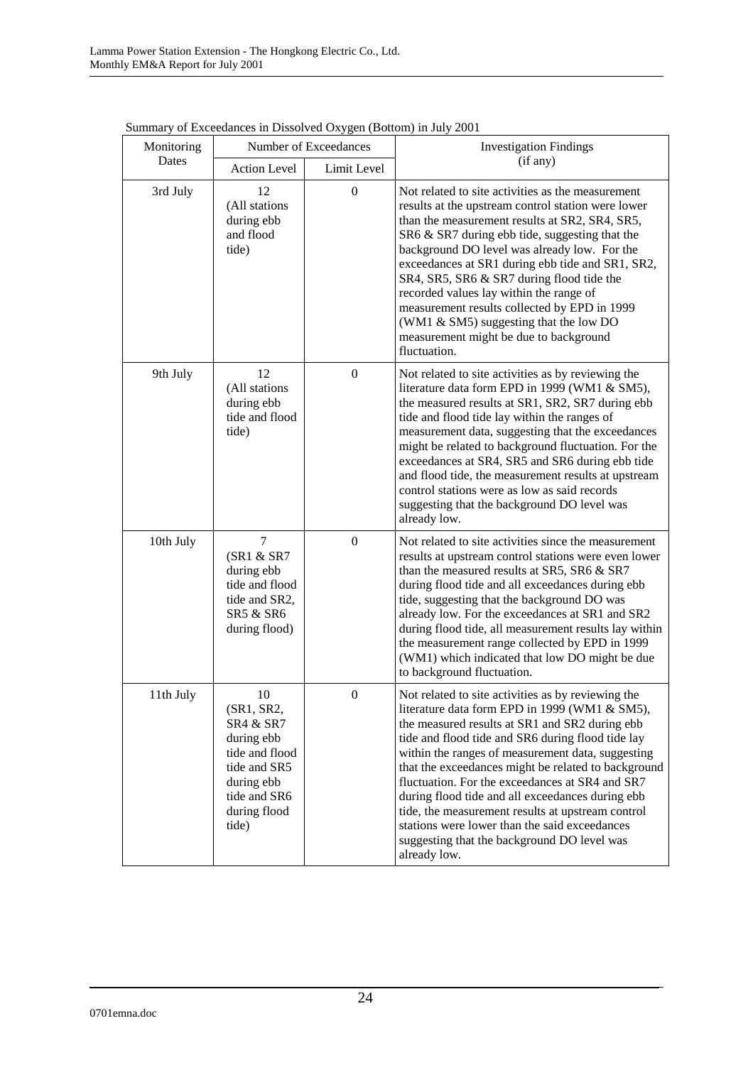Summary of Exceedances in Dissolved Oxygen (Bottom) in July 2001

| Monitoring Dates | Number of Exceedances | | Investigation Findings (if any) |
|---|---|---|---|
| | Action Level | Limit Level | |
| 3rd July | 12 (All stations during ebb and flood tide) | 0 | Not related to site activities as the measurement results at the upstream control station were lower than the measurement results at SR2, SR4, SR5, SR6 & SR7 during ebb tide, suggesting that the background DO level was already low. For the exceedances at SR1 during ebb tide and SR1, SR2, SR4, SR5, SR6 & SR7 during flood tide the recorded values lay within the range of measurement results collected by EPD in 1999 (WM1 & SM5) suggesting that the low DO measurement might be due to background fluctuation. |
| 9th July | 12 (All stations during ebb tide and flood tide) | 0 | Not related to site activities as by reviewing the literature data form EPD in 1999 (WM1 & SM5), the measured results at SR1, SR2, SR7 during ebb tide and flood tide lay within the ranges of measurement data, suggesting that the exceedances might be related to background fluctuation. For the exceedances at SR4, SR5 and SR6 during ebb tide and flood tide, the measurement results at upstream control stations were as low as said records suggesting that the background DO level was already low. |
| 10th July | 7 (SR1 & SR7 during ebb tide and flood tide and SR2, SR5 & SR6 during flood) | 0 | Not related to site activities since the measurement results at upstream control stations were even lower than the measured results at SR5, SR6 & SR7 during flood tide and all exceedances during ebb tide, suggesting that the background DO was already low. For the exceedances at SR1 and SR2 during flood tide, all measurement results lay within the measurement range collected by EPD in 1999 (WM1) which indicated that low DO might be due to background fluctuation. |
| 11th July | 10 (SR1, SR2, SR4 & SR7 during ebb tide and flood tide and SR5 during ebb tide and SR6 during flood tide) | 0 | Not related to site activities as by reviewing the literature data form EPD in 1999 (WM1 & SM5), the measured results at SR1 and SR2 during ebb tide and flood tide and SR6 during flood tide lay within the ranges of measurement data, suggesting that the exceedances might be related to background fluctuation. For the exceedances at SR4 and SR7 during flood tide and all exceedances during ebb tide, the measurement results at upstream control stations were lower than the said exceedances suggesting that the background DO level was already low. |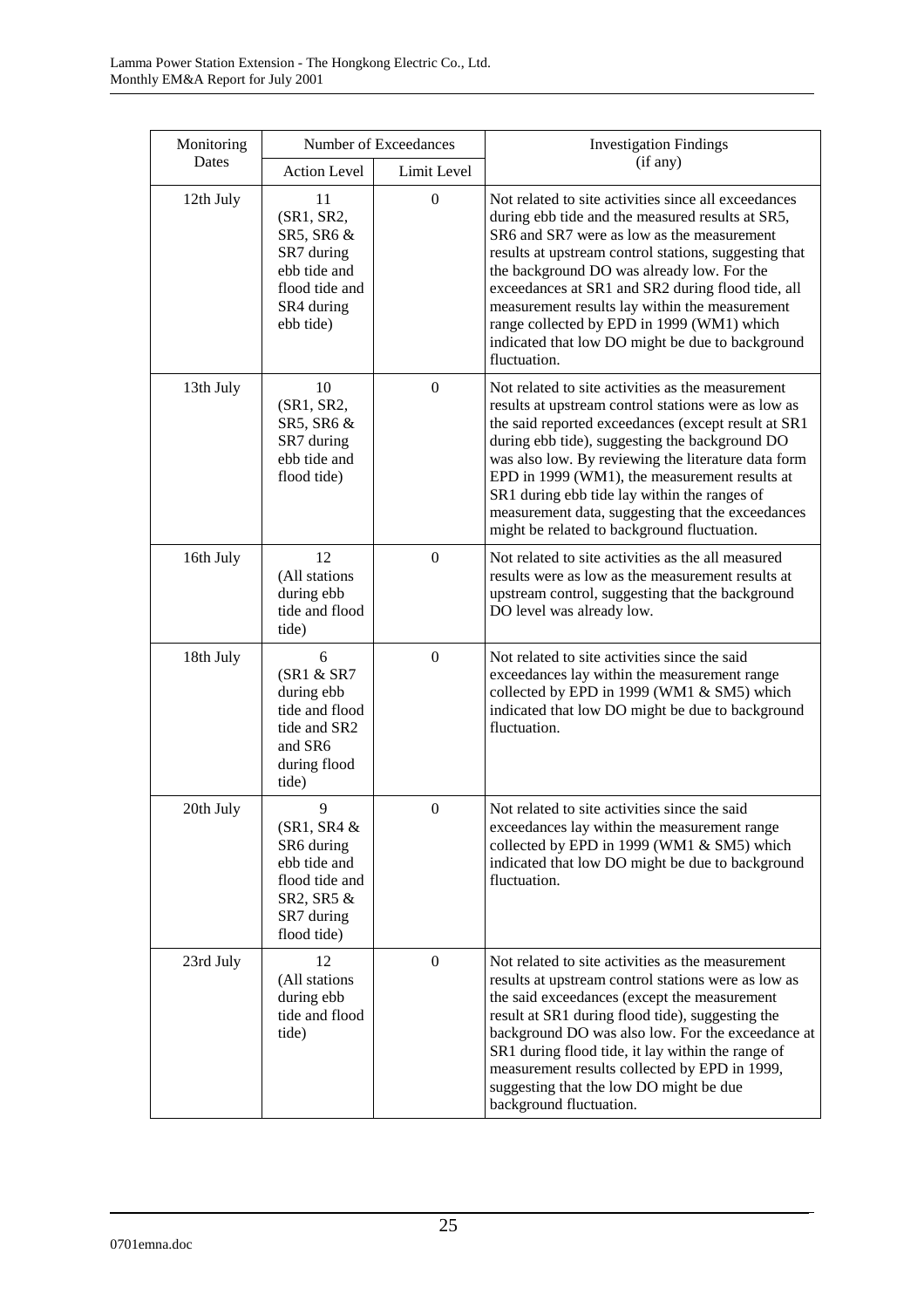| Monitoring Dates | Number of Exceedances | | Investigation Findings (if any) |
|---|---|---|---|
| | Action Level | Limit Level | |
| 12th July | 11 (SR1, SR2, SR5, SR6 & SR7 during ebb tide and flood tide and SR4 during ebb tide) | 0 | Not related to site activities since all exceedances during ebb tide and the measured results at SR5, SR6 and SR7 were as low as the measurement results at upstream control stations, suggesting that the background DO was already low. For the exceedances at SR1 and SR2 during flood tide, all measurement results lay within the measurement range collected by EPD in 1999 (WM1) which indicated that low DO might be due to background fluctuation. |
| 13th July | 10 (SR1, SR2, SR5, SR6 & SR7 during ebb tide and flood tide) | 0 | Not related to site activities as the measurement results at upstream control stations were as low as the said reported exceedances (except result at SR1 during ebb tide), suggesting the background DO was also low. By reviewing the literature data form EPD in 1999 (WM1), the measurement results at SR1 during ebb tide lay within the ranges of measurement data, suggesting that the exceedances might be related to background fluctuation. |
| 16th July | 12 (All stations during ebb tide and flood tide) | 0 | Not related to site activities as the all measured results were as low as the measurement results at upstream control, suggesting that the background DO level was already low. |
| 18th July | 6 (SR1 & SR7 during ebb tide and flood tide and SR2 and SR6 during flood tide) | 0 | Not related to site activities since the said exceedances lay within the measurement range collected by EPD in 1999 (WM1 & SM5) which indicated that low DO might be due to background fluctuation. |
| 20th July | 9 (SR1, SR4 & SR6 during ebb tide and flood tide and SR2, SR5 & SR7 during flood tide) | 0 | Not related to site activities since the said exceedances lay within the measurement range collected by EPD in 1999 (WM1 & SM5) which indicated that low DO might be due to background fluctuation. |
| 23rd July | 12 (All stations during ebb tide and flood tide) | 0 | Not related to site activities as the measurement results at upstream control stations were as low as the said exceedances (except the measurement result at SR1 during flood tide), suggesting the background DO was also low. For the exceedance at SR1 during flood tide, it lay within the range of measurement results collected by EPD in 1999, suggesting that the low DO might be due background fluctuation. |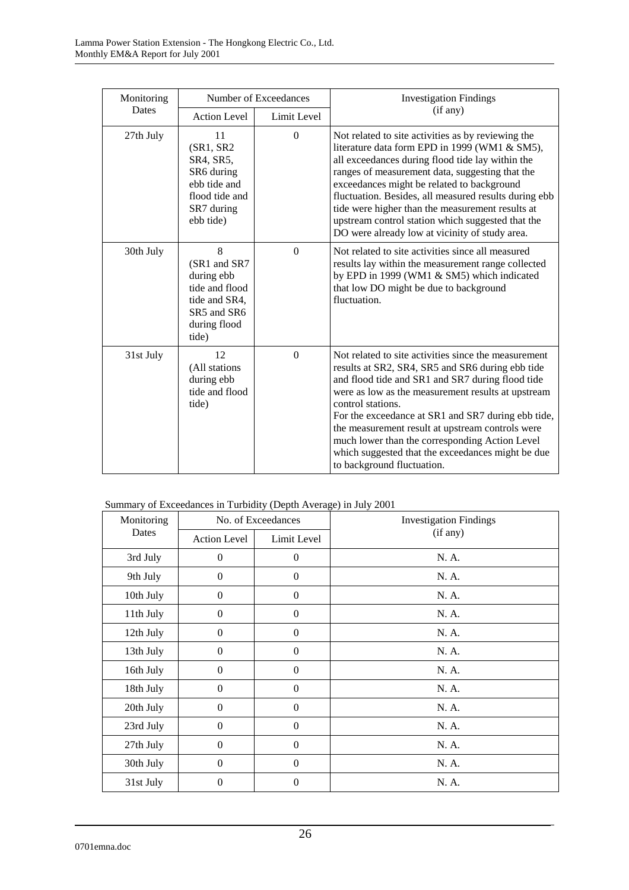| Monitoring Dates | Number of Exceedances | | Investigation Findings (if any) |
|---|---|---|---|
| | Action Level | Limit Level | |
| 27th July | 11 (SR1, SR2 SR4, SR5, SR6 during ebb tide and flood tide and SR7 during ebb tide) | 0 | Not related to site activities as by reviewing the literature data form EPD in 1999 (WM1 & SM5), all exceedances during flood tide lay within the ranges of measurement data, suggesting that the exceedances might be related to background fluctuation. Besides, all measured results during ebb tide were higher than the measurement results at upstream control station which suggested that the DO were already low at vicinity of study area. |
| 30th July | 8 (SR1 and SR7 during ebb tide and flood tide and SR4, SR5 and SR6 during flood tide) | 0 | Not related to site activities since all measured results lay within the measurement range collected by EPD in 1999 (WM1 & SM5) which indicated that low DO might be due to background fluctuation. |
| 31st July | 12 (All stations during ebb tide and flood tide) | 0 | Not related to site activities since the measurement results at SR2, SR4, SR5 and SR6 during ebb tide and flood tide and SR1 and SR7 during flood tide were as low as the measurement results at upstream control stations. For the exceedance at SR1 and SR7 during ebb tide, the measurement result at upstream controls were much lower than the corresponding Action Level which suggested that the exceedances might be due to background fluctuation. |

Summary of Exceedances in Turbidity (Depth Average) in July 2001

| Monitoring Dates | No. of Exceedances | | Investigation Findings (if any) |
|---|---|---|---|
| | Action Level | Limit Level | |
| 3rd July | 0 | 0 | N. A. |
| 9th July | 0 | 0 | N. A. |
| 10th July | 0 | 0 | N. A. |
| 11th July | 0 | 0 | N. A. |
| 12th July | 0 | 0 | N. A. |
| 13th July | 0 | 0 | N. A. |
| 16th July | 0 | 0 | N. A. |
| 18th July | 0 | 0 | N. A. |
| 20th July | 0 | 0 | N. A. |
| 23rd July | 0 | 0 | N. A. |
| 27th July | 0 | 0 | N. A. |
| 30th July | 0 | 0 | N. A. |
| 31st July | 0 | 0 | N. A. |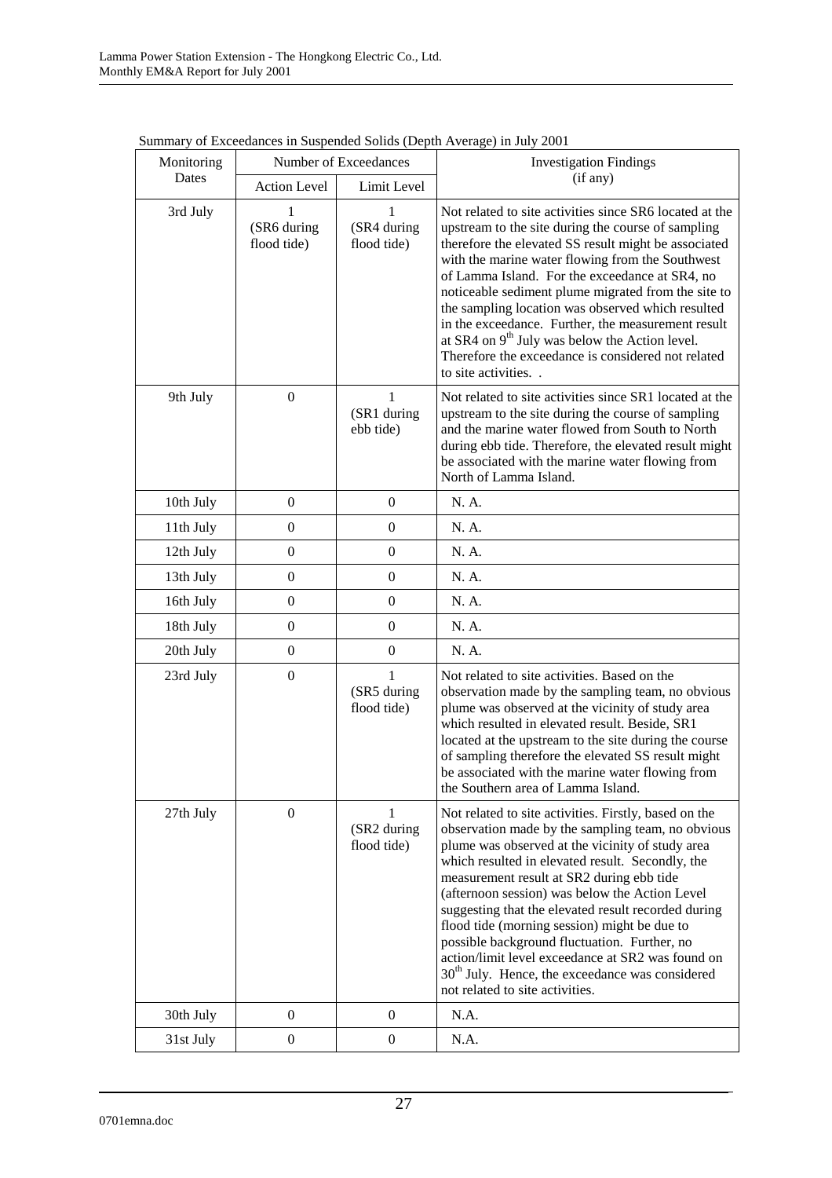Summary of Exceedances in Suspended Solids (Depth Average) in July 2001

| Monitoring Dates | Number of Exceedances | | Investigation Findings (if any) |
|---|---|---|---|
| | Action Level | Limit Level | |
| 3rd July | 1 (SR6 during flood tide) | 1 (SR4 during flood tide) | Not related to site activities since SR6 located at the upstream to the site during the course of sampling therefore the elevated SS result might be associated with the marine water flowing from the Southwest of Lamma Island. For the exceedance at SR4, no noticeable sediment plume migrated from the site to the sampling location was observed which resulted in the exceedance. Further, the measurement result at SR4 on 9th July was below the Action level. Therefore the exceedance is considered not related to site activities. . |
| 9th July | 0 | 1 (SR1 during ebb tide) | Not related to site activities since SR1 located at the upstream to the site during the course of sampling and the marine water flowed from South to North during ebb tide. Therefore, the elevated result might be associated with the marine water flowing from North of Lamma Island. |
| 10th July | 0 | 0 | N. A. |
| 11th July | 0 | 0 | N. A. |
| 12th July | 0 | 0 | N. A. |
| 13th July | 0 | 0 | N. A. |
| 16th July | 0 | 0 | N. A. |
| 18th July | 0 | 0 | N. A. |
| 20th July | 0 | 0 | N. A. |
| 23rd July | 0 | 1 (SR5 during flood tide) | Not related to site activities. Based on the observation made by the sampling team, no obvious plume was observed at the vicinity of study area which resulted in elevated result. Beside, SR1 located at the upstream to the site during the course of sampling therefore the elevated SS result might be associated with the marine water flowing from the Southern area of Lamma Island. |
| 27th July | 0 | 1 (SR2 during flood tide) | Not related to site activities. Firstly, based on the observation made by the sampling team, no obvious plume was observed at the vicinity of study area which resulted in elevated result. Secondly, the measurement result at SR2 during ebb tide (afternoon session) was below the Action Level suggesting that the elevated result recorded during flood tide (morning session) might be due to possible background fluctuation. Further, no action/limit level exceedance at SR2 was found on 30th July. Hence, the exceedance was considered not related to site activities. |
| 30th July | 0 | 0 | N.A. |
| 31st July | 0 | 0 | N.A. |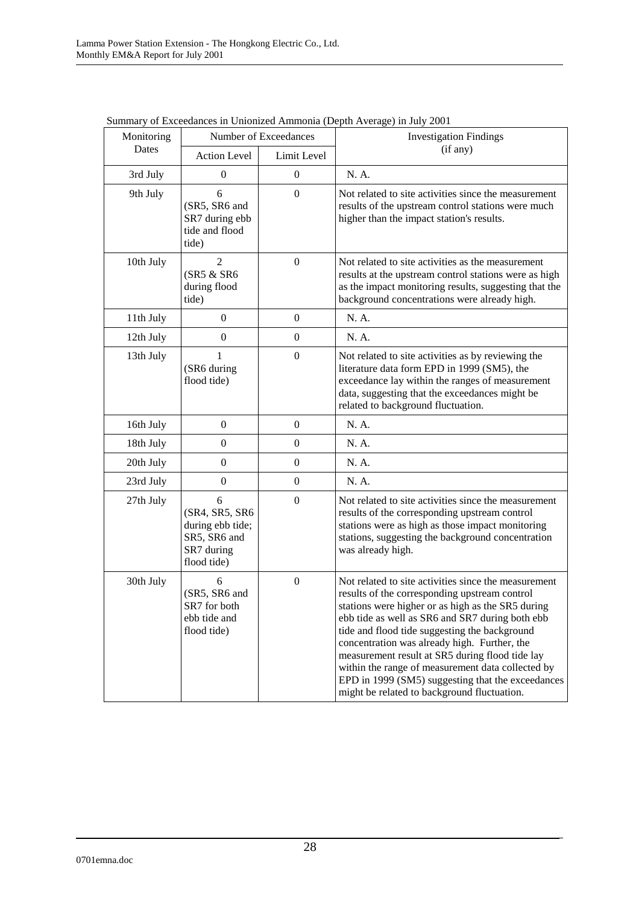Summary of Exceedances in Unionized Ammonia (Depth Average) in July 2001

| Monitoring Dates | Number of Exceedances | | Investigation Findings (if any) |
|---|---|---|---|
| | Action Level | Limit Level | |
| 3rd July | 0 | 0 | N. A. |
| 9th July | 6 (SR5, SR6 and SR7 during ebb tide and flood tide) | 0 | Not related to site activities since the measurement results of the upstream control stations were much higher than the impact station's results. |
| 10th July | 2 (SR5 & SR6 during flood tide) | 0 | Not related to site activities as the measurement results at the upstream control stations were as high as the impact monitoring results, suggesting that the background concentrations were already high. |
| 11th July | 0 | 0 | N. A. |
| 12th July | 0 | 0 | N. A. |
| 13th July | 1 (SR6 during flood tide) | 0 | Not related to site activities as by reviewing the literature data form EPD in 1999 (SM5), the exceedance lay within the ranges of measurement data, suggesting that the exceedances might be related to background fluctuation. |
| 16th July | 0 | 0 | N. A. |
| 18th July | 0 | 0 | N. A. |
| 20th July | 0 | 0 | N. A. |
| 23rd July | 0 | 0 | N. A. |
| 27th July | 6 (SR4, SR5, SR6 during ebb tide; SR5, SR6 and SR7 during flood tide) | 0 | Not related to site activities since the measurement results of the corresponding upstream control stations were as high as those impact monitoring stations, suggesting the background concentration was already high. |
| 30th July | 6 (SR5, SR6 and SR7 for both ebb tide and flood tide) | 0 | Not related to site activities since the measurement results of the corresponding upstream control stations were higher or as high as the SR5 during ebb tide as well as SR6 and SR7 during both ebb tide and flood tide suggesting the background concentration was already high. Further, the measurement result at SR5 during flood tide lay within the range of measurement data collected by EPD in 1999 (SM5) suggesting that the exceedances might be related to background fluctuation. |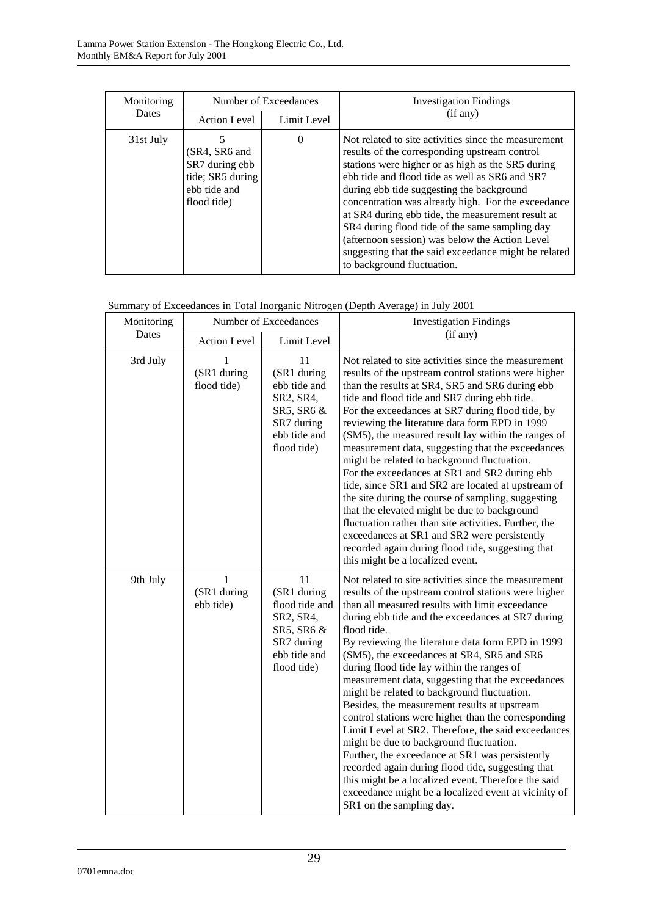| Monitoring Dates | Number of Exceedances | | Investigation Findings (if any) |
|---|---|---|---|
| | Action Level | Limit Level | |
| 31st July | 5 (SR4, SR6 and SR7 during ebb tide; SR5 during ebb tide and flood tide) | 0 | Not related to site activities since the measurement results of the corresponding upstream control stations were higher or as high as the SR5 during ebb tide and flood tide as well as SR6 and SR7 during ebb tide suggesting the background concentration was already high. For the exceedance at SR4 during ebb tide, the measurement result at SR4 during flood tide of the same sampling day (afternoon session) was below the Action Level suggesting that the said exceedance might be related to background fluctuation. |

Summary of Exceedances in Total Inorganic Nitrogen (Depth Average) in July 2001

| Monitoring Dates | Number of Exceedances | | Investigation Findings (if any) |
|---|---|---|---|
| | Action Level | Limit Level | |
| 3rd July | 1 (SR1 during flood tide) | 11 (SR1 during ebb tide and SR2, SR4, SR5, SR6 & SR7 during ebb tide and flood tide) | Not related to site activities since the measurement results of the upstream control stations were higher than the results at SR4, SR5 and SR6 during ebb tide and flood tide and SR7 during ebb tide. For the exceedances at SR7 during flood tide, by reviewing the literature data form EPD in 1999 (SM5), the measured result lay within the ranges of measurement data, suggesting that the exceedances might be related to background fluctuation. For the exceedances at SR1 and SR2 during ebb tide, since SR1 and SR2 are located at upstream of the site during the course of sampling, suggesting that the elevated might be due to background fluctuation rather than site activities. Further, the exceedances at SR1 and SR2 were persistently recorded again during flood tide, suggesting that this might be a localized event. |
| 9th July | 1 (SR1 during ebb tide) | 11 (SR1 during flood tide and SR2, SR4, SR5, SR6 & SR7 during ebb tide and flood tide) | Not related to site activities since the measurement results of the upstream control stations were higher than all measured results with limit exceedance during ebb tide and the exceedances at SR7 during flood tide. By reviewing the literature data form EPD in 1999 (SM5), the exceedances at SR4, SR5 and SR6 during flood tide lay within the ranges of measurement data, suggesting that the exceedances might be related to background fluctuation. Besides, the measurement results at upstream control stations were higher than the corresponding Limit Level at SR2. Therefore, the said exceedances might be due to background fluctuation. Further, the exceedance at SR1 was persistently recorded again during flood tide, suggesting that this might be a localized event. Therefore the said exceedance might be a localized event at vicinity of SR1 on the sampling day. |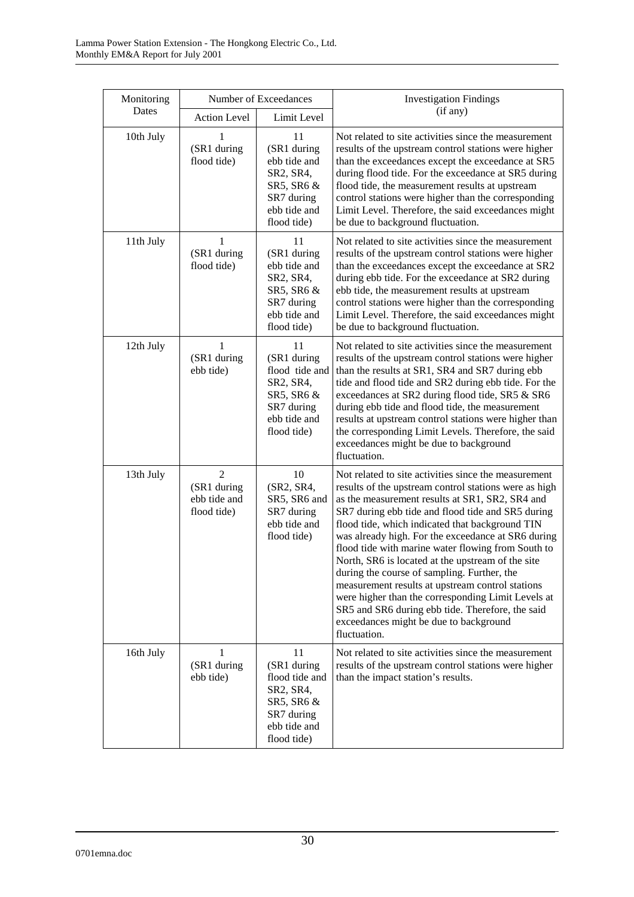| Monitoring Dates | Number of Exceedances | | Investigation Findings (if any) |
|---|---|---|---|
| | Action Level | Limit Level | |
| 10th July | 1 (SR1 during flood tide) | 11 (SR1 during ebb tide and SR2, SR4, SR5, SR6 & SR7 during ebb tide and flood tide) | Not related to site activities since the measurement results of the upstream control stations were higher than the exceedances except the exceedance at SR5 during flood tide. For the exceedance at SR5 during flood tide, the measurement results at upstream control stations were higher than the corresponding Limit Level. Therefore, the said exceedances might be due to background fluctuation. |
| 11th July | 1 (SR1 during flood tide) | 11 (SR1 during ebb tide and SR2, SR4, SR5, SR6 & SR7 during ebb tide and flood tide) | Not related to site activities since the measurement results of the upstream control stations were higher than the exceedances except the exceedance at SR2 during ebb tide. For the exceedance at SR2 during ebb tide, the measurement results at upstream control stations were higher than the corresponding Limit Level. Therefore, the said exceedances might be due to background fluctuation. |
| 12th July | 1 (SR1 during ebb tide) | 11 (SR1 during flood tide and SR2, SR4, SR5, SR6 & SR7 during ebb tide and flood tide) | Not related to site activities since the measurement results of the upstream control stations were higher than the results at SR1, SR4 and SR7 during ebb tide and flood tide and SR2 during ebb tide. For the exceedances at SR2 during flood tide, SR5 & SR6 during ebb tide and flood tide, the measurement results at upstream control stations were higher than the corresponding Limit Levels. Therefore, the said exceedances might be due to background fluctuation. |
| 13th July | 2 (SR1 during ebb tide and flood tide) | 10 (SR2, SR4, SR5, SR6 and SR7 during ebb tide and flood tide) | Not related to site activities since the measurement results of the upstream control stations were as high as the measurement results at SR1, SR2, SR4 and SR7 during ebb tide and flood tide and SR5 during flood tide, which indicated that background TIN was already high. For the exceedance at SR6 during flood tide with marine water flowing from South to North, SR6 is located at the upstream of the site during the course of sampling. Further, the measurement results at upstream control stations were higher than the corresponding Limit Levels at SR5 and SR6 during ebb tide. Therefore, the said exceedances might be due to background fluctuation. |
| 16th July | 1 (SR1 during ebb tide) | 11 (SR1 during flood tide and SR2, SR4, SR5, SR6 & SR7 during ebb tide and flood tide) | Not related to site activities since the measurement results of the upstream control stations were higher than the impact station's results. |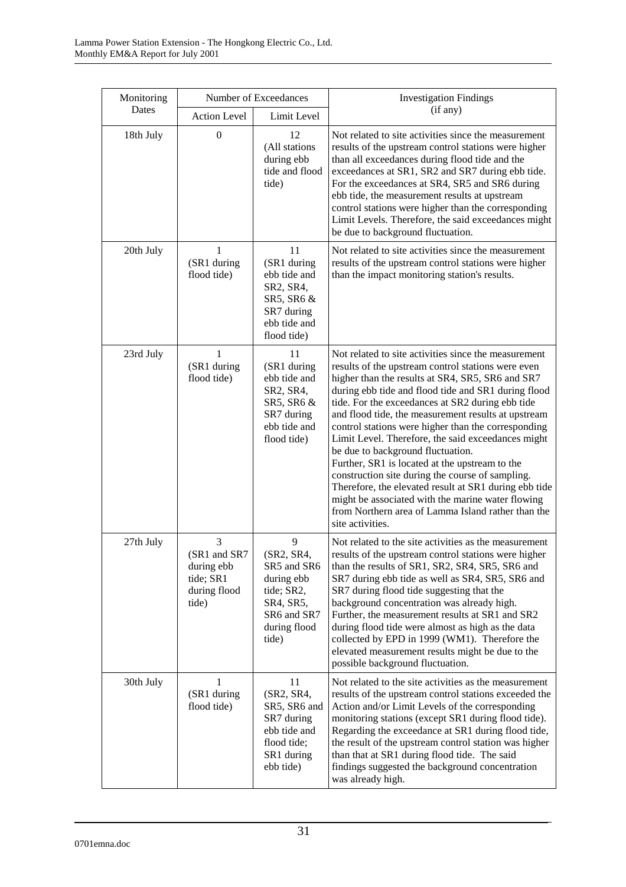| Monitoring Dates | Number of Exceedances | | Investigation Findings (if any) |
|---|---|---|---|
| | Action Level | Limit Level | |
| 18th July | 0 | 12 (All stations during ebb tide and flood tide) | Not related to site activities since the measurement results of the upstream control stations were higher than all exceedances during flood tide and the exceedances at SR1, SR2 and SR7 during ebb tide. For the exceedances at SR4, SR5 and SR6 during ebb tide, the measurement results at upstream control stations were higher than the corresponding Limit Levels. Therefore, the said exceedances might be due to background fluctuation. |
| 20th July | 1 (SR1 during flood tide) | 11 (SR1 during ebb tide and SR2, SR4, SR5, SR6 & SR7 during ebb tide and flood tide) | Not related to site activities since the measurement results of the upstream control stations were higher than the impact monitoring station's results. |
| 23rd July | 1 (SR1 during flood tide) | 11 (SR1 during ebb tide and SR2, SR4, SR5, SR6 & SR7 during ebb tide and flood tide) | Not related to site activities since the measurement results of the upstream control stations were even higher than the results at SR4, SR5, SR6 and SR7 during ebb tide and flood tide and SR1 during flood tide. For the exceedances at SR2 during ebb tide and flood tide, the measurement results at upstream control stations were higher than the corresponding Limit Level. Therefore, the said exceedances might be due to background fluctuation.<br>Further, SR1 is located at the upstream to the construction site during the course of sampling. Therefore, the elevated result at SR1 during ebb tide might be associated with the marine water flowing from Northern area of Lamma Island rather than the site activities. |
| 27th July | 3 (SR1 and SR7 during ebb tide; SR1 during flood tide) | 9 (SR2, SR4, SR5 and SR6 during ebb tide; SR2, SR4, SR5, SR6 and SR7 during flood tide) | Not related to the site activities as the measurement results of the upstream control stations were higher than the results of SR1, SR2, SR4, SR5, SR6 and SR7 during ebb tide as well as SR4, SR5, SR6 and SR7 during flood tide suggesting that the background concentration was already high.<br>Further, the measurement results at SR1 and SR2 during flood tide were almost as high as the data collected by EPD in 1999 (WM1). Therefore the elevated measurement results might be due to the possible background fluctuation. |
| 30th July | 1 (SR1 during flood tide) | 11 (SR2, SR4, SR5, SR6 and SR7 during ebb tide and flood tide; SR1 during ebb tide) | Not related to the site activities as the measurement results of the upstream control stations exceeded the Action and/or Limit Levels of the corresponding monitoring stations (except SR1 during flood tide). Regarding the exceedance at SR1 during flood tide, the result of the upstream control station was higher than that at SR1 during flood tide. The said findings suggested the background concentration was already high. |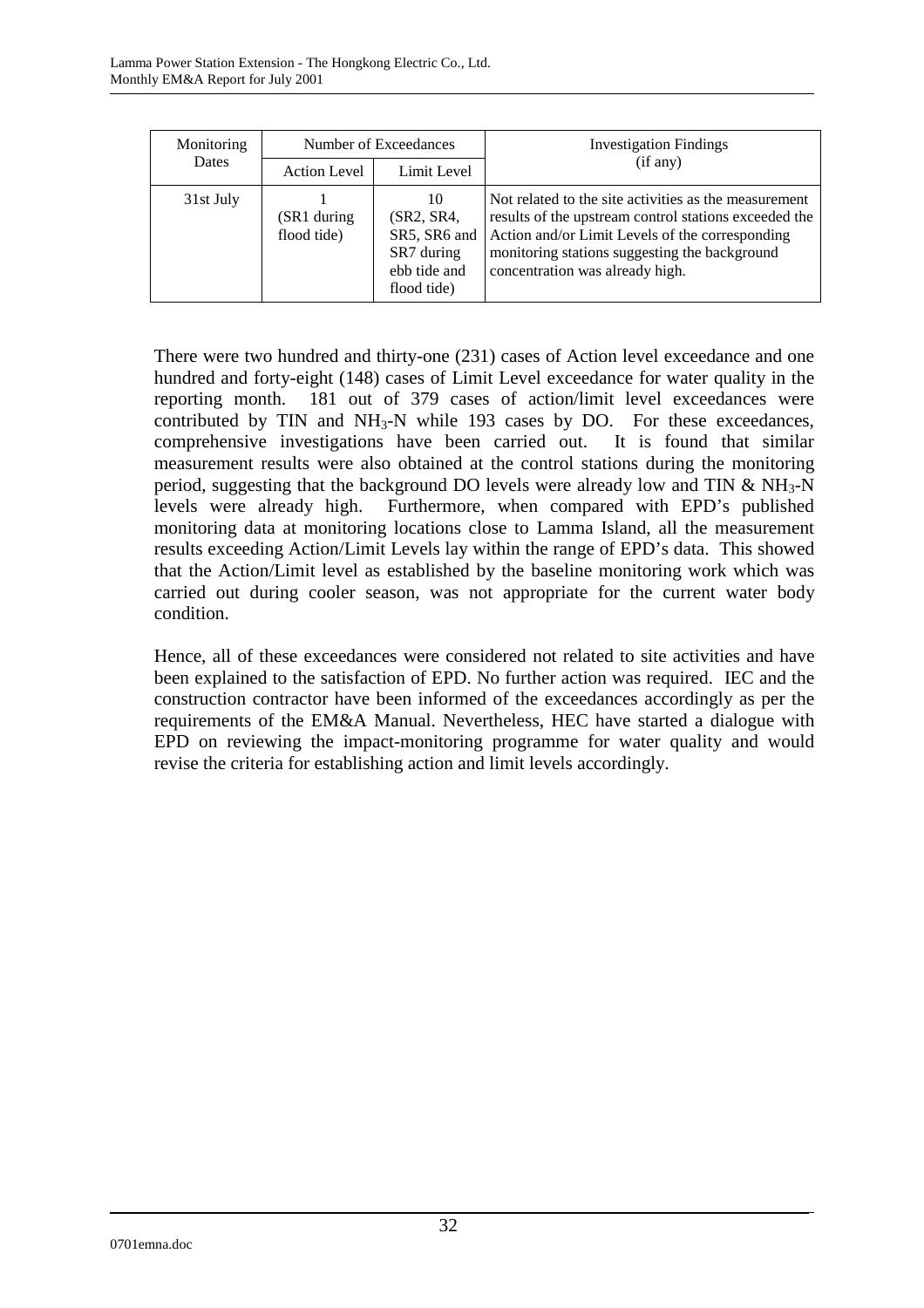| Monitoring Dates | Number of Exceedances | | Investigation Findings (if any) |
|---|---|---|---|
| | Action Level | Limit Level | |
| 31st July | 1 (SR1 during flood tide) | 10 (SR2, SR4, SR5, SR6 and SR7 during ebb tide and flood tide) | Not related to the site activities as the measurement results of the upstream control stations exceeded the Action and/or Limit Levels of the corresponding monitoring stations suggesting the background concentration was already high. |

There were two hundred and thirty-one (231) cases of Action level exceedance and one hundred and forty-eight (148) cases of Limit Level exceedance for water quality in the reporting month. 181 out of 379 cases of action/limit level exceedances were contributed by TIN and $NH_3$-N while 193 cases by DO. For these exceedances, comprehensive investigations have been carried out. It is found that similar measurement results were also obtained at the control stations during the monitoring period, suggesting that the background DO levels were already low and TIN & $NH_3$-N levels were already high. Furthermore, when compared with EPD's published monitoring data at monitoring locations close to Lamma Island, all the measurement results exceeding Action/Limit Levels lay within the range of EPD's data. This showed that the Action/Limit level as established by the baseline monitoring work which was carried out during cooler season, was not appropriate for the current water body condition.

Hence, all of these exceedances were considered not related to site activities and have been explained to the satisfaction of EPD. No further action was required. IEC and the construction contractor have been informed of the exceedances accordingly as per the requirements of the EM&A Manual. Nevertheless, HEC have started a dialogue with EPD on reviewing the impact-monitoring programme for water quality and would revise the criteria for establishing action and limit levels accordingly.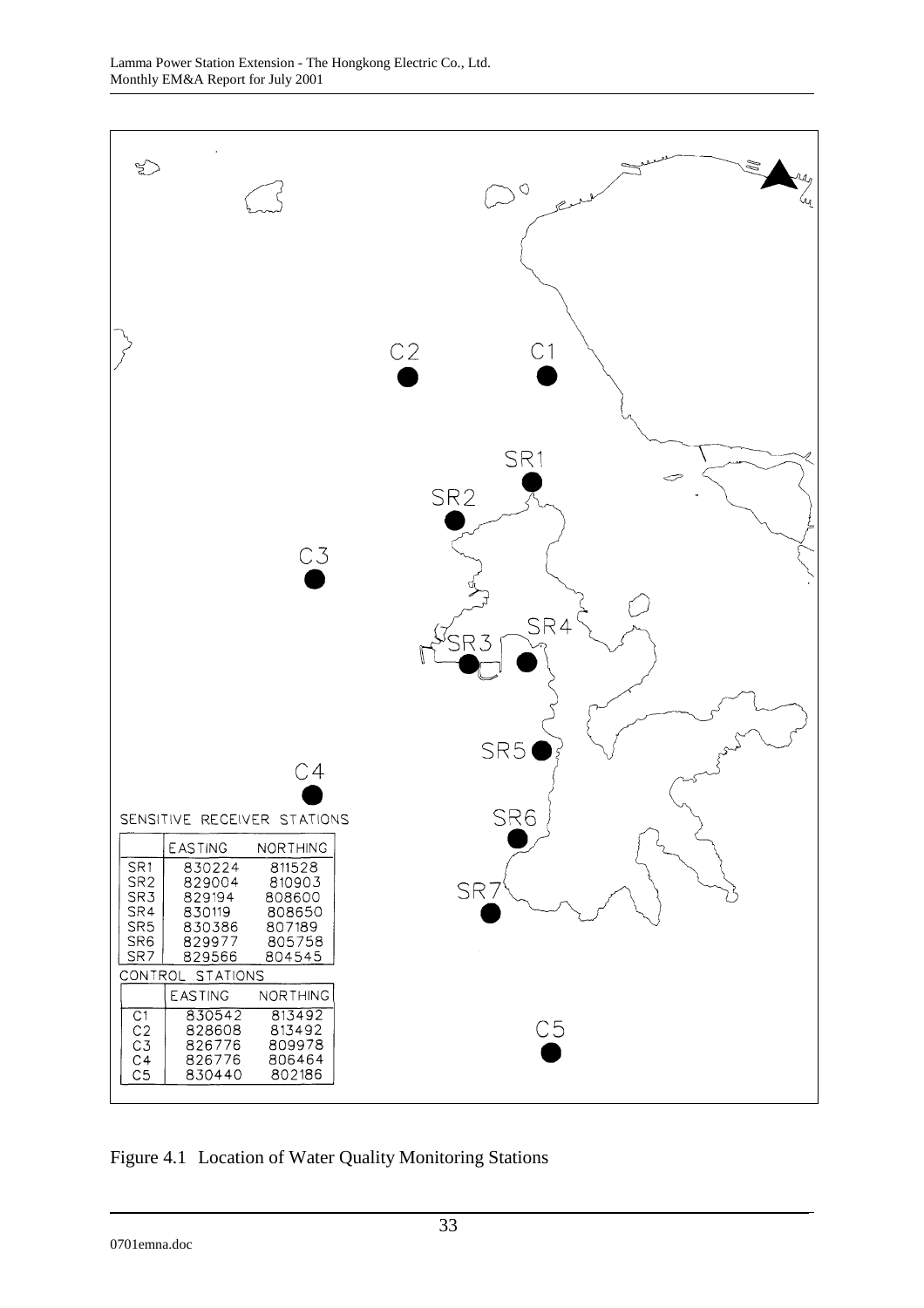SENSITIVE RECEIVER STATIONS

| | EASTING | NORTHING |
|---|---|---|
| SR1 | 830224 | 811528 |
| SR2 | 829004 | 810903 |
| SR3 | 829194 | 808600 |
| SR4 | 830119 | 808650 |
| SR5 | 830386 | 807189 |
| SR6 | 829977 | 805758 |
| SR7 | 829566 | 804545 |

CONTROL STATIONS

| | EASTING | NORTHING |
|---|---|---|
| C1 | 830542 | 813492 |
| C2 | 828608 | 813492 |
| C3 | 826776 | 809978 |
| C4 | 826776 | 806464 |
| C5 | 830440 | 802186 |

Figure 4.1 Location of Water Quality Monitoring Stations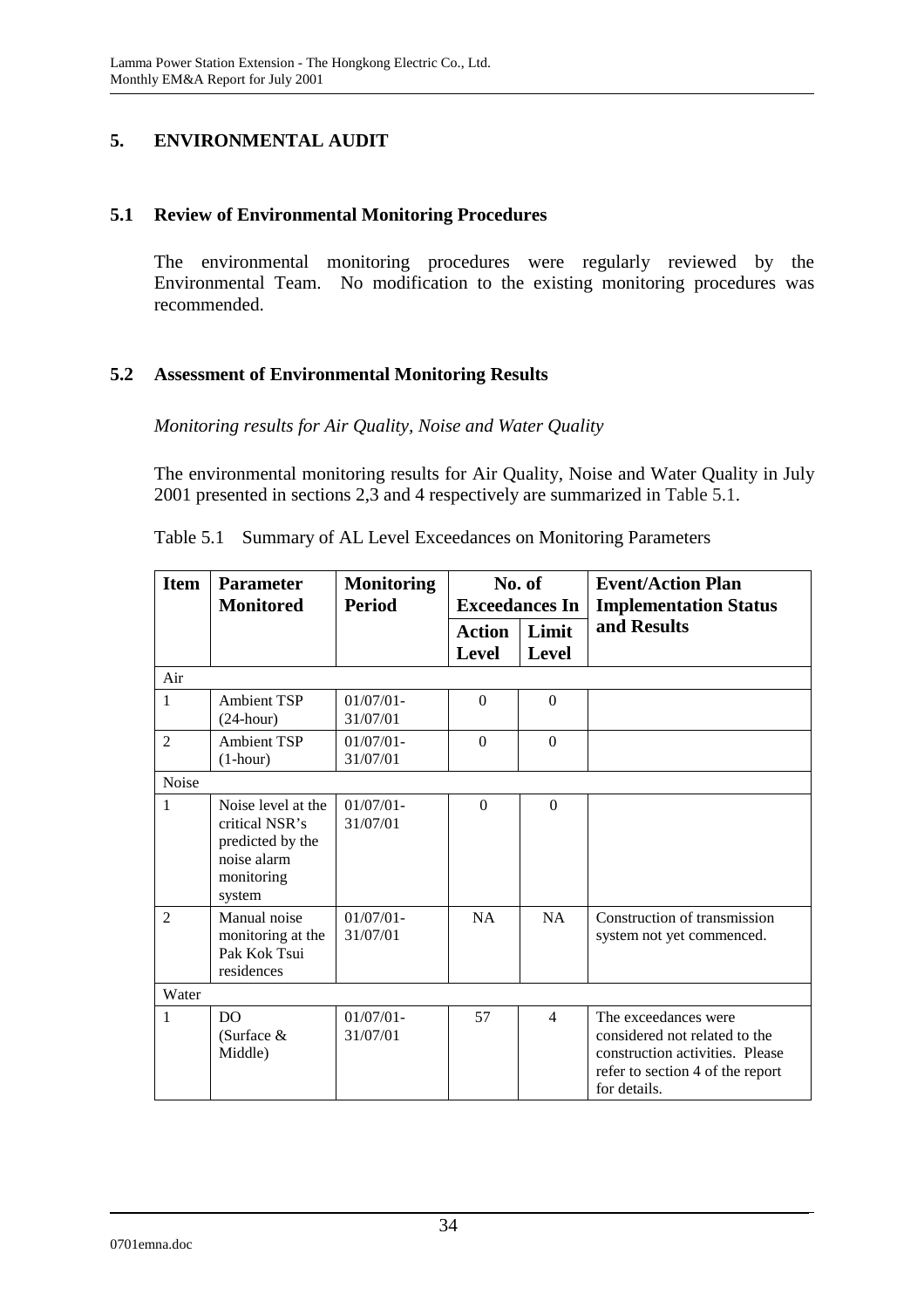# 5. ENVIRONMENTAL AUDIT

## 5.1 Review of Environmental Monitoring Procedures

The environmental monitoring procedures were regularly reviewed by the Environmental Team. No modification to the existing monitoring procedures was recommended.

## 5.2 Assessment of Environmental Monitoring Results

*Monitoring results for Air Quality, Noise and Water Quality*

The environmental monitoring results for Air Quality, Noise and Water Quality in July 2001 presented in sections 2,3 and 4 respectively are summarized in Table 5.1.

Table 5.1 Summary of AL Level Exceedances on Monitoring Parameters

| Item | Parameter Monitored | Monitoring Period | No. of Exceedances In | | Event/Action Plan Implementation Status and Results |
|---|---|---|---|---|---|
| | | | Action Level | Limit Level | |
| Air | | | | | |
| 1 | Ambient TSP (24-hour) | 01/07/01-31/07/01 | 0 | 0 | |
| 2 | Ambient TSP (1-hour) | 01/07/01-31/07/01 | 0 | 0 | |
| Noise | | | | | |
| 1 | Noise level at the critical NSR's predicted by the noise alarm monitoring system | 01/07/01-31/07/01 | 0 | 0 | |
| 2 | Manual noise monitoring at the Pak Kok Tsui residences | 01/07/01-31/07/01 | NA | NA | Construction of transmission system not yet commenced. |
| Water | | | | | |
| 1 | DO (Surface & Middle) | 01/07/01-31/07/01 | 57 | 4 | The exceedances were considered not related to the construction activities. Please refer to section 4 of the report for details. |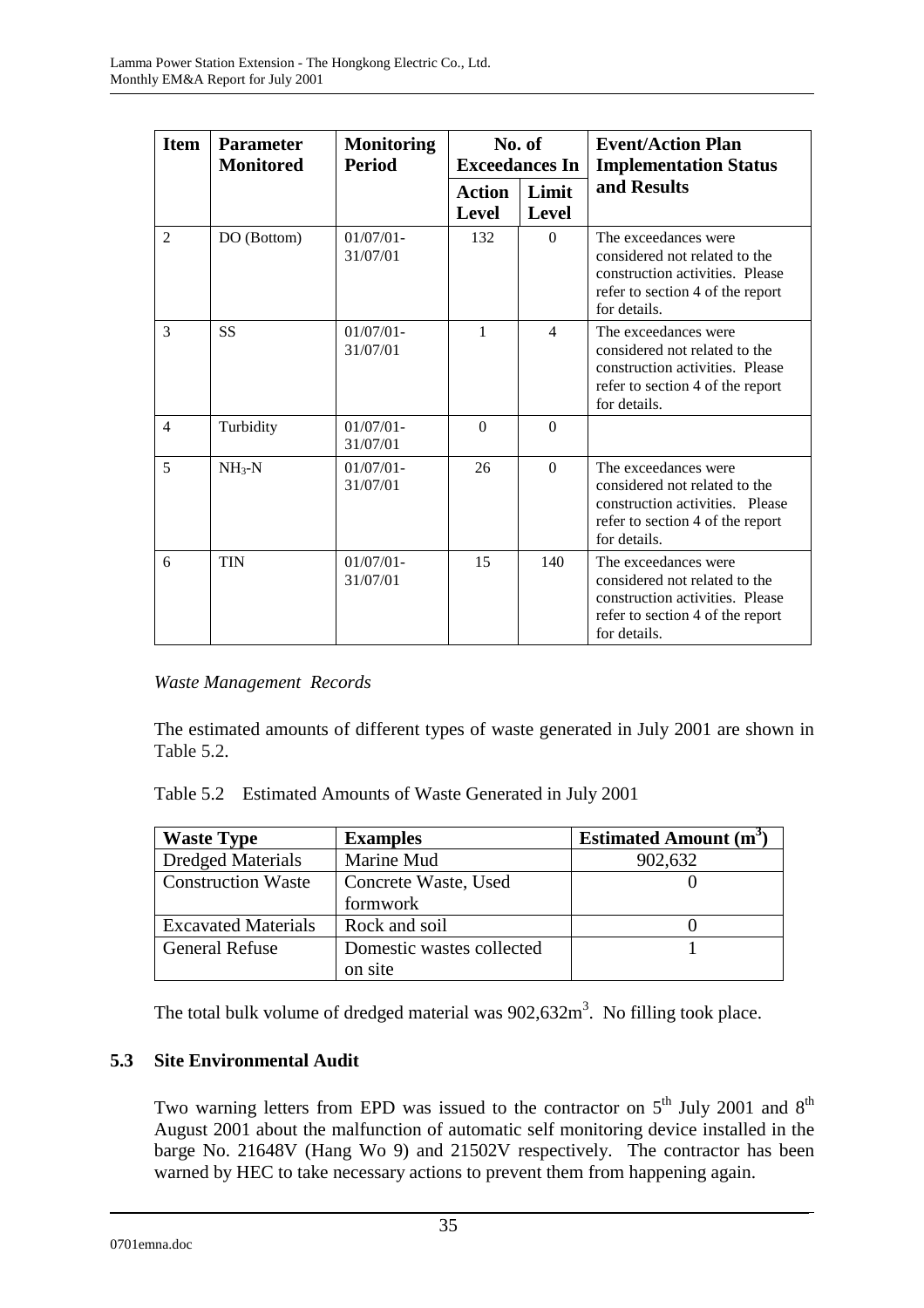| Item | Parameter Monitored | Monitoring Period | No. of Exceedances In | | Event/Action Plan Implementation Status and Results |
|---|---|---|---|---|---|
| | | | Action Level | Limit Level | |
| 2 | DO (Bottom) | 01/07/01-31/07/01 | 132 | 0 | The exceedances were considered not related to the construction activities. Please refer to section 4 of the report for details. |
| 3 | SS | 01/07/01-31/07/01 | 1 | 4 | The exceedances were considered not related to the construction activities. Please refer to section 4 of the report for details. |
| 4 | Turbidity | 01/07/01-31/07/01 | 0 | 0 | |
| 5 | $NH_3$-N | 01/07/01-31/07/01 | 26 | 0 | The exceedances were considered not related to the construction activities. Please refer to section 4 of the report for details. |
| 6 | TIN | 01/07/01-31/07/01 | 15 | 140 | The exceedances were considered not related to the construction activities. Please refer to section 4 of the report for details. |

*Waste Management Records*

The estimated amounts of different types of waste generated in July 2001 are shown in Table 5.2.

Table 5.2 Estimated Amounts of Waste Generated in July 2001

| Waste Type | Examples | Estimated Amount ($m^3$) |
|---|---|---|
| Dredged Materials | Marine Mud | 902,632 |
| Construction Waste | Concrete Waste, Used formwork | 0 |
| Excavated Materials | Rock and soil | 0 |
| General Refuse | Domestic wastes collected on site | 1 |

The total bulk volume of dredged material was 902,632$m^3$. No filling took place.

### 5.3 Site Environmental Audit

Two warning letters from EPD was issued to the contractor on 5th July 2001 and 8th August 2001 about the malfunction of automatic self monitoring device installed in the barge No. 21648V (Hang Wo 9) and 21502V respectively. The contractor has been warned by HEC to take necessary actions to prevent them from happening again.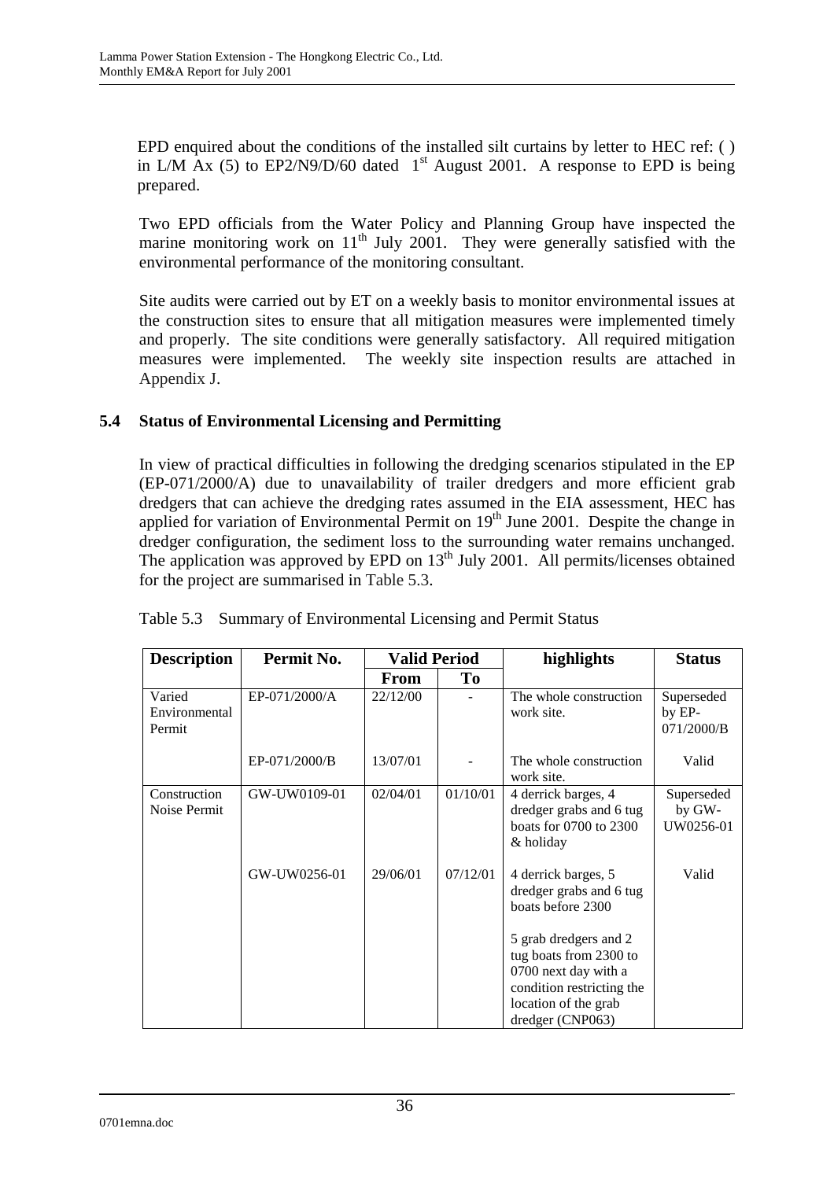EPD enquired about the conditions of the installed silt curtains by letter to HEC ref: ( ) in L/M Ax (5) to EP2/N9/D/60 dated 1st August 2001. A response to EPD is being prepared.

Two EPD officials from the Water Policy and Planning Group have inspected the marine monitoring work on 11th July 2001. They were generally satisfied with the environmental performance of the monitoring consultant.

Site audits were carried out by ET on a weekly basis to monitor environmental issues at the construction sites to ensure that all mitigation measures were implemented timely and properly. The site conditions were generally satisfactory. All required mitigation measures were implemented. The weekly site inspection results are attached in Appendix J.

## 5.4 Status of Environmental Licensing and Permitting

In view of practical difficulties in following the dredging scenarios stipulated in the EP (EP-071/2000/A) due to unavailability of trailer dredgers and more efficient grab dredgers that can achieve the dredging rates assumed in the EIA assessment, HEC has applied for variation of Environmental Permit on 19th June 2001. Despite the change in dredger configuration, the sediment loss to the surrounding water remains unchanged. The application was approved by EPD on 13th July 2001. All permits/licenses obtained for the project are summarised in Table 5.3.

Table 5.3 Summary of Environmental Licensing and Permit Status

| Description | Permit No. | Valid Period | | highlights | Status |
|---|---|---|---|---|---|
| | | From | To | | |
| Varied Environmental Permit | EP-071/2000/A | 22/12/00 | - | The whole construction work site. | Superseded by EP-071/2000/B |
| | EP-071/2000/B | 13/07/01 | - | The whole construction work site. | Valid |
| Construction Noise Permit | GW-UW0109-01 | 02/04/01 | 01/10/01 | 4 derrick barges, 4 dredger grabs and 6 tug boats for 0700 to 2300 & holiday | Superseded by GW-UW0256-01 |
| | GW-UW0256-01 | 29/06/01 | 07/12/01 | 4 derrick barges, 5 dredger grabs and 6 tug boats before 2300<br><br>5 grab dredgers and 2 tug boats from 2300 to 0700 next day with a condition restricting the location of the grab dredger (CNP063) | Valid |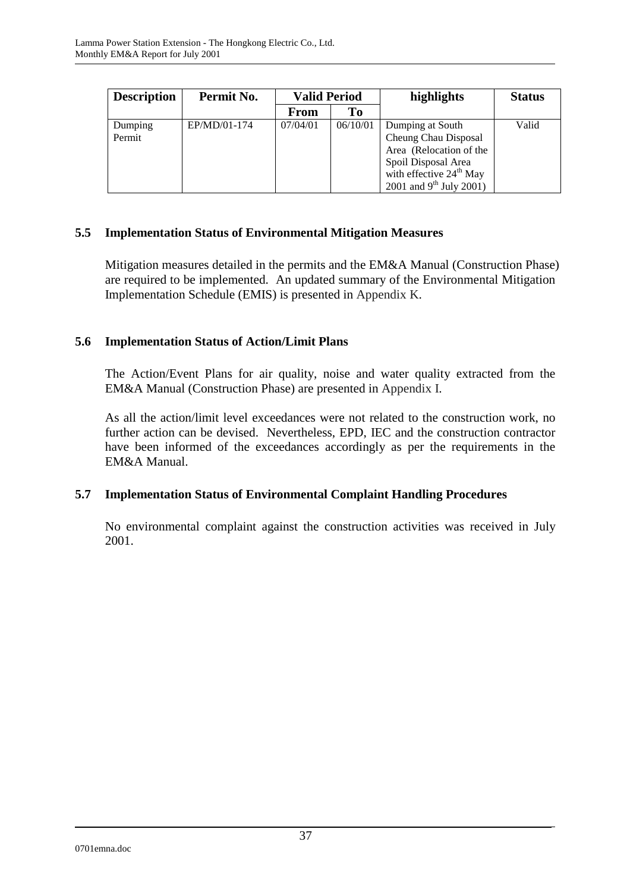| Description | Permit No. | Valid Period | | highlights | Status |
|---|---|---|---|---|---|
| | | From | To | | |
| Dumping Permit | EP/MD/01-174 | 07/04/01 | 06/10/01 | Dumping at South Cheung Chau Disposal Area (Relocation of the Spoil Disposal Area with effective 24th May 2001 and 9th July 2001) | Valid |

### 5.5 Implementation Status of Environmental Mitigation Measures

Mitigation measures detailed in the permits and the EM&A Manual (Construction Phase) are required to be implemented. An updated summary of the Environmental Mitigation Implementation Schedule (EMIS) is presented in Appendix K.

### 5.6 Implementation Status of Action/Limit Plans

The Action/Event Plans for air quality, noise and water quality extracted from the EM&A Manual (Construction Phase) are presented in Appendix I.

As all the action/limit level exceedances were not related to the construction work, no further action can be devised. Nevertheless, EPD, IEC and the construction contractor have been informed of the exceedances accordingly as per the requirements in the EM&A Manual.

### 5.7 Implementation Status of Environmental Complaint Handling Procedures

No environmental complaint against the construction activities was received in July 2001.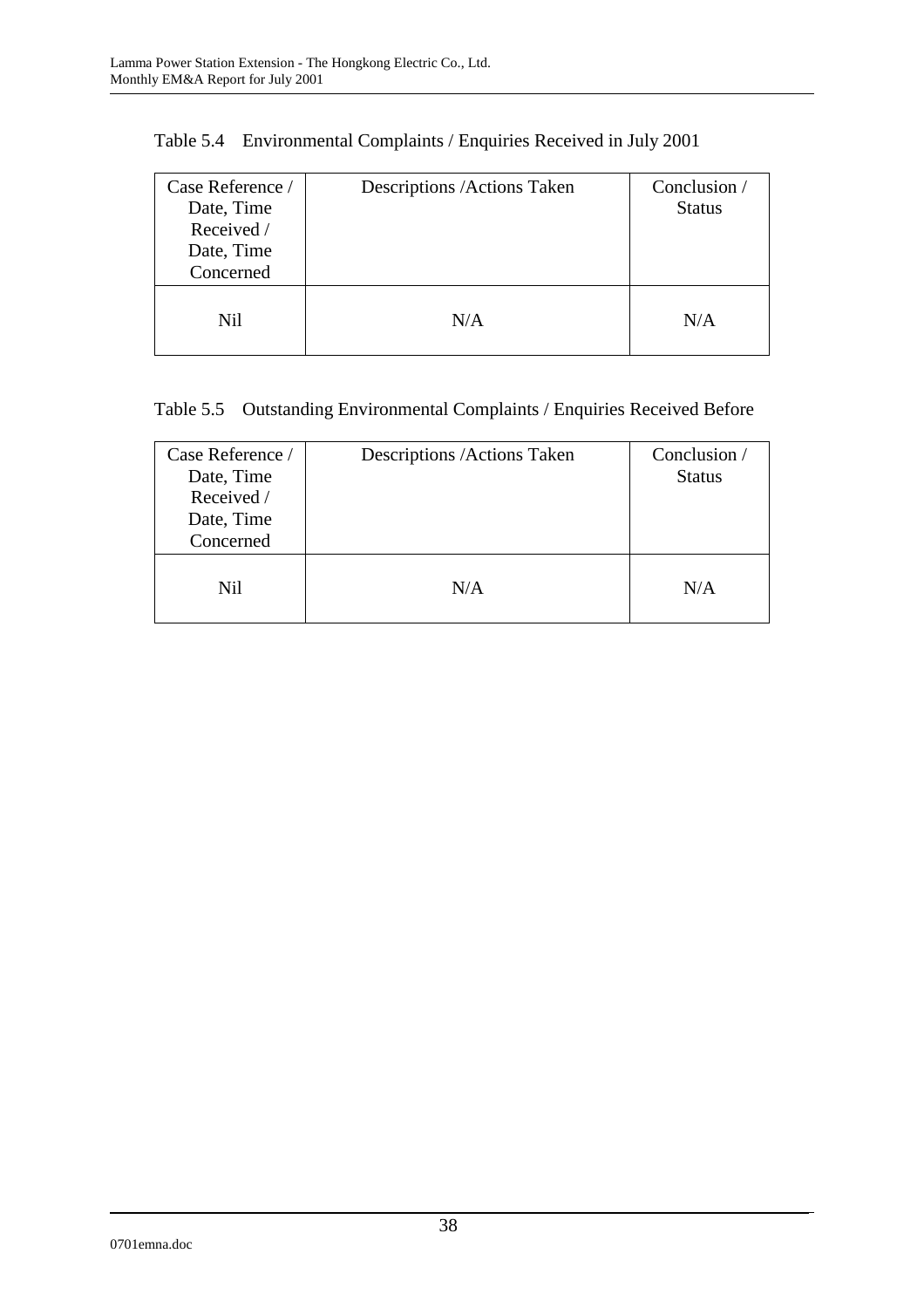Table 5.4 Environmental Complaints / Enquiries Received in July 2001

| Case Reference / Date, Time Received / Date, Time Concerned | Descriptions /Actions Taken | Conclusion / Status |
|---|---|---|
| Nil | N/A | N/A |

Table 5.5 Outstanding Environmental Complaints / Enquiries Received Before

| Case Reference / Date, Time Received / Date, Time Concerned | Descriptions /Actions Taken | Conclusion / Status |
|---|---|---|
| Nil | N/A | N/A |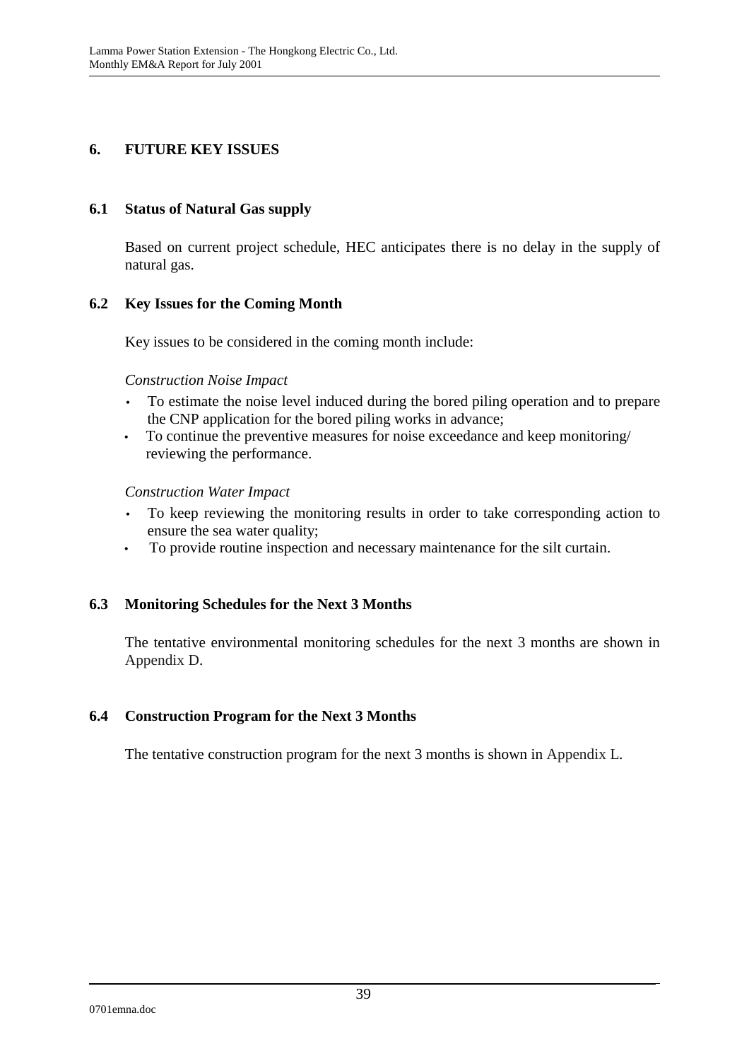# 6. FUTURE KEY ISSUES

## 6.1 Status of Natural Gas supply

Based on current project schedule, HEC anticipates there is no delay in the supply of natural gas.

## 6.2 Key Issues for the Coming Month

Key issues to be considered in the coming month include:

*Construction Noise Impact*

- To estimate the noise level induced during the bored piling operation and to prepare the CNP application for the bored piling works in advance;
- To continue the preventive measures for noise exceedance and keep monitoring/ reviewing the performance.

*Construction Water Impact*

- To keep reviewing the monitoring results in order to take corresponding action to ensure the sea water quality;
- To provide routine inspection and necessary maintenance for the silt curtain.

## 6.3 Monitoring Schedules for the Next 3 Months

The tentative environmental monitoring schedules for the next 3 months are shown in Appendix D.

## 6.4 Construction Program for the Next 3 Months

The tentative construction program for the next 3 months is shown in Appendix L.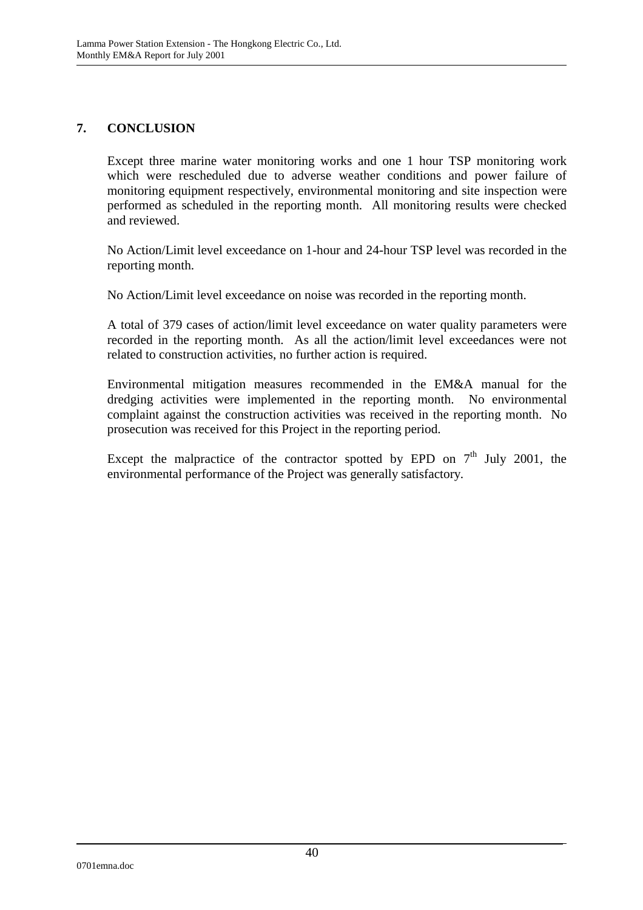## 7. CONCLUSION

Except three marine water monitoring works and one 1 hour TSP monitoring work which were rescheduled due to adverse weather conditions and power failure of monitoring equipment respectively, environmental monitoring and site inspection were performed as scheduled in the reporting month. All monitoring results were checked and reviewed.

No Action/Limit level exceedance on 1-hour and 24-hour TSP level was recorded in the reporting month.

No Action/Limit level exceedance on noise was recorded in the reporting month.

A total of 379 cases of action/limit level exceedance on water quality parameters were recorded in the reporting month. As all the action/limit level exceedances were not related to construction activities, no further action is required.

Environmental mitigation measures recommended in the EM&A manual for the dredging activities were implemented in the reporting month. No environmental complaint against the construction activities was received in the reporting month. No prosecution was received for this Project in the reporting period.

Except the malpractice of the contractor spotted by EPD on 7th July 2001, the environmental performance of the Project was generally satisfactory.